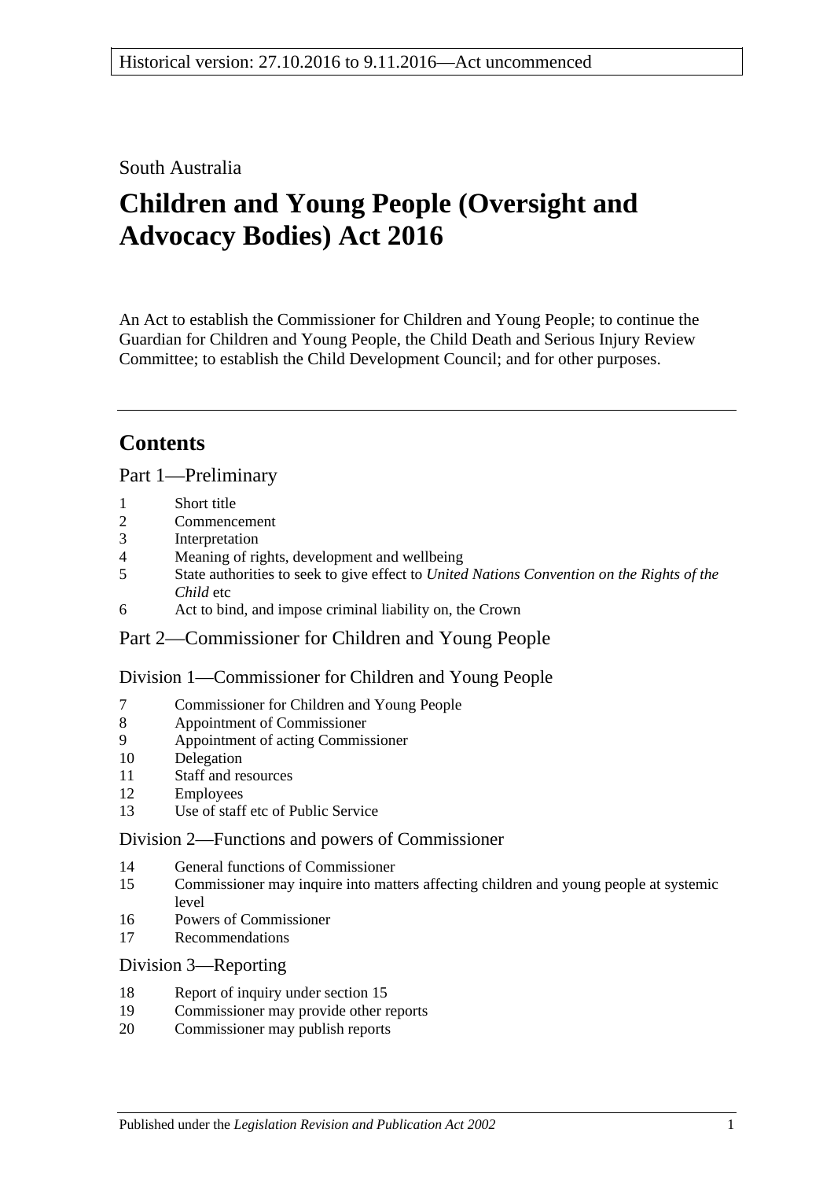Historical version: 27.10.2016 to 9.11.2016—Act uncommenced

South Australia

# Children and Young People (Oversight and Advocacy Bodies) Act 2016

An Act to establish the Commissioner for Children and Young People; to continue the Guardian for Children and Young People, the Child Death and Serious Injury Review Committee; to establish the Child Development Council; and for other purposes.

## Contents

### Part 1—Preliminary

1 Short title
2 Commencement
3 Interpretation
4 Meaning of rights, development and wellbeing
5 State authorities to seek to give effect to *United Nations Convention on the Rights of the Child* etc
6 Act to bind, and impose criminal liability on, the Crown

### Part 2—Commissioner for Children and Young People

#### Division 1—Commissioner for Children and Young People

7 Commissioner for Children and Young People
8 Appointment of Commissioner
9 Appointment of acting Commissioner
10 Delegation
11 Staff and resources
12 Employees
13 Use of staff etc of Public Service

#### Division 2—Functions and powers of Commissioner

14 General functions of Commissioner
15 Commissioner may inquire into matters affecting children and young people at systemic level
16 Powers of Commissioner
17 Recommendations

#### Division 3—Reporting

18 Report of inquiry under section 15
19 Commissioner may provide other reports
20 Commissioner may publish reports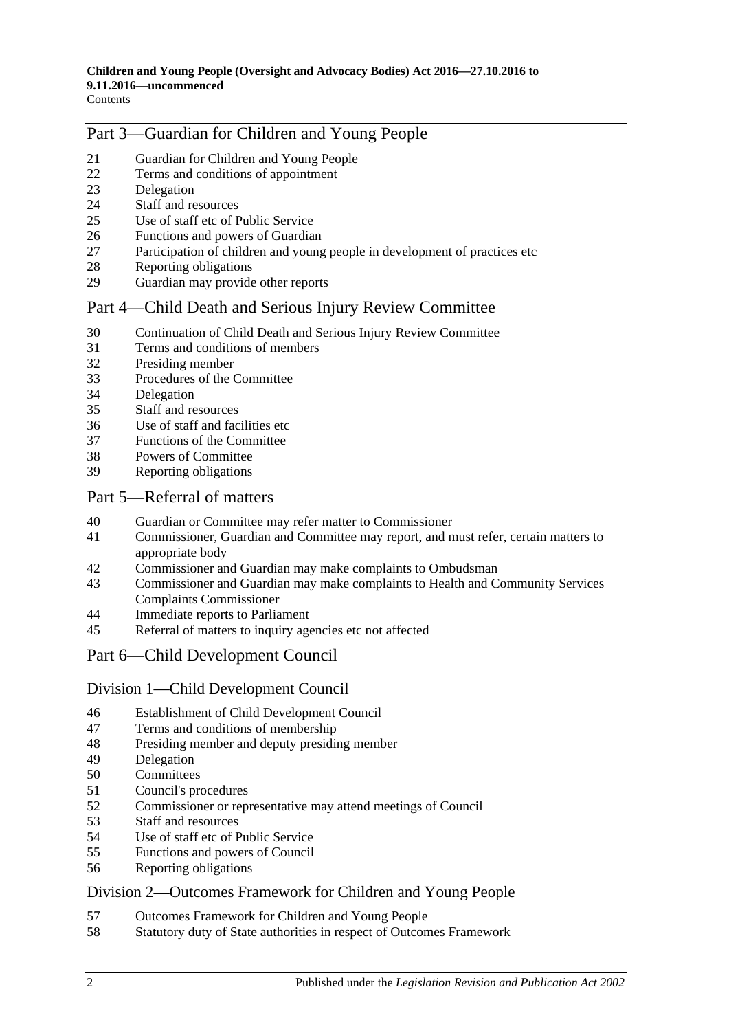## Part 3—Guardian for Children and Young People

21 Guardian for Children and Young People
22 Terms and conditions of appointment
23 Delegation
24 Staff and resources
25 Use of staff etc of Public Service
26 Functions and powers of Guardian
27 Participation of children and young people in development of practices etc
28 Reporting obligations
29 Guardian may provide other reports

## Part 4—Child Death and Serious Injury Review Committee

30 Continuation of Child Death and Serious Injury Review Committee
31 Terms and conditions of members
32 Presiding member
33 Procedures of the Committee
34 Delegation
35 Staff and resources
36 Use of staff and facilities etc
37 Functions of the Committee
38 Powers of Committee
39 Reporting obligations

## Part 5—Referral of matters

40 Guardian or Committee may refer matter to Commissioner
41 Commissioner, Guardian and Committee may report, and must refer, certain matters to appropriate body
42 Commissioner and Guardian may make complaints to Ombudsman
43 Commissioner and Guardian may make complaints to Health and Community Services Complaints Commissioner
44 Immediate reports to Parliament
45 Referral of matters to inquiry agencies etc not affected

## Part 6—Child Development Council

### Division 1—Child Development Council

46 Establishment of Child Development Council
47 Terms and conditions of membership
48 Presiding member and deputy presiding member
49 Delegation
50 Committees
51 Council's procedures
52 Commissioner or representative may attend meetings of Council
53 Staff and resources
54 Use of staff etc of Public Service
55 Functions and powers of Council
56 Reporting obligations

### Division 2—Outcomes Framework for Children and Young People

57 Outcomes Framework for Children and Young People
58 Statutory duty of State authorities in respect of Outcomes Framework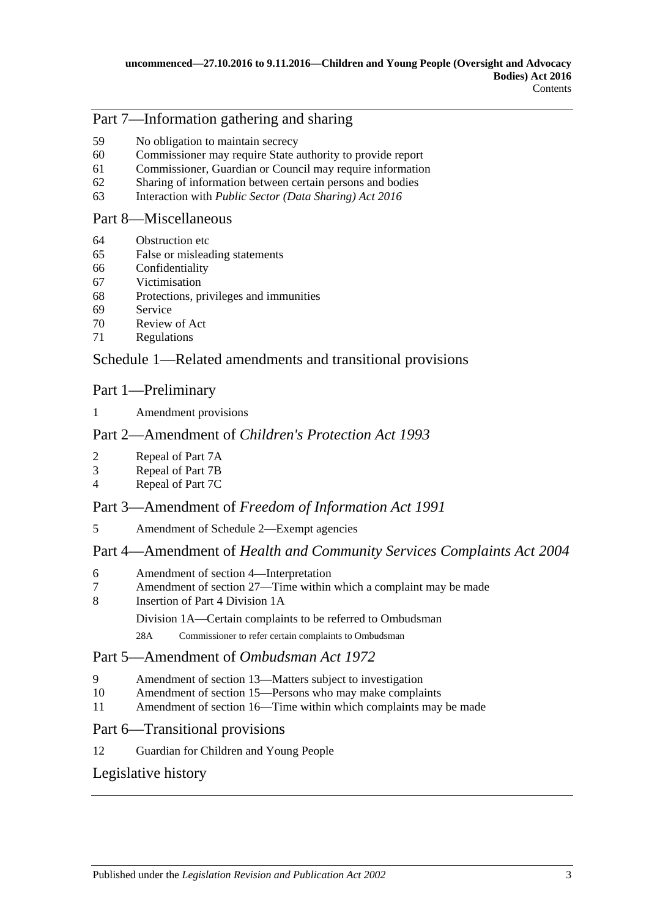## Part 7—Information gathering and sharing

59 No obligation to maintain secrecy
60 Commissioner may require State authority to provide report
61 Commissioner, Guardian or Council may require information
62 Sharing of information between certain persons and bodies
63 Interaction with *Public Sector (Data Sharing) Act 2016*

## Part 8—Miscellaneous

64 Obstruction etc
65 False or misleading statements
66 Confidentiality
67 Victimisation
68 Protections, privileges and immunities
69 Service
70 Review of Act
71 Regulations

## Schedule 1—Related amendments and transitional provisions

## Part 1—Preliminary

1 Amendment provisions

## Part 2—Amendment of *Children's Protection Act 1993*

2 Repeal of Part 7A
3 Repeal of Part 7B
4 Repeal of Part 7C

## Part 3—Amendment of *Freedom of Information Act 1991*

5 Amendment of Schedule 2—Exempt agencies

## Part 4—Amendment of *Health and Community Services Complaints Act 2004*

6 Amendment of section 4—Interpretation
7 Amendment of section 27—Time within which a complaint may be made
8 Insertion of Part 4 Division 1A

Division 1A—Certain complaints to be referred to Ombudsman

28A Commissioner to refer certain complaints to Ombudsman

## Part 5—Amendment of *Ombudsman Act 1972*

9 Amendment of section 13—Matters subject to investigation
10 Amendment of section 15—Persons who may make complaints
11 Amendment of section 16—Time within which complaints may be made

## Part 6—Transitional provisions

12 Guardian for Children and Young People

## Legislative history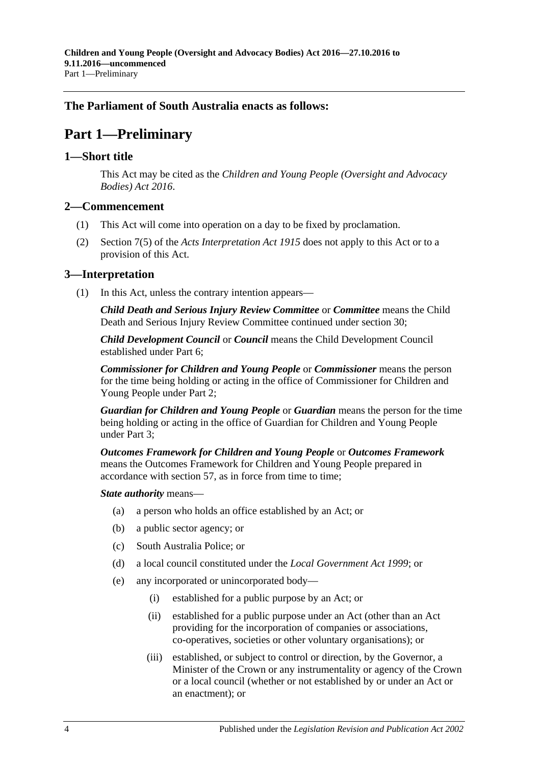**The Parliament of South Australia enacts as follows:**

# Part 1—Preliminary

## 1—Short title

This Act may be cited as the *Children and Young People (Oversight and Advocacy Bodies) Act 2016*.

## 2—Commencement

(1) This Act will come into operation on a day to be fixed by proclamation.

(2) Section 7(5) of the *Acts Interpretation Act 1915* does not apply to this Act or to a provision of this Act.

## 3—Interpretation

(1) In this Act, unless the contrary intention appears—

***Child Death and Serious Injury Review Committee*** or ***Committee*** means the Child Death and Serious Injury Review Committee continued under section 30;

***Child Development Council*** or ***Council*** means the Child Development Council established under Part 6;

***Commissioner for Children and Young People*** or ***Commissioner*** means the person for the time being holding or acting in the office of Commissioner for Children and Young People under Part 2;

***Guardian for Children and Young People*** or ***Guardian*** means the person for the time being holding or acting in the office of Guardian for Children and Young People under Part 3;

***Outcomes Framework for Children and Young People*** or ***Outcomes Framework*** means the Outcomes Framework for Children and Young People prepared in accordance with section 57, as in force from time to time;

***State authority*** means—

(a) a person who holds an office established by an Act; or

(b) a public sector agency; or

(c) South Australia Police; or

(d) a local council constituted under the *Local Government Act 1999*; or

(e) any incorporated or unincorporated body—

(i) established for a public purpose by an Act; or

(ii) established for a public purpose under an Act (other than an Act providing for the incorporation of companies or associations, co-operatives, societies or other voluntary organisations); or

(iii) established, or subject to control or direction, by the Governor, a Minister of the Crown or any instrumentality or agency of the Crown or a local council (whether or not established by or under an Act or an enactment); or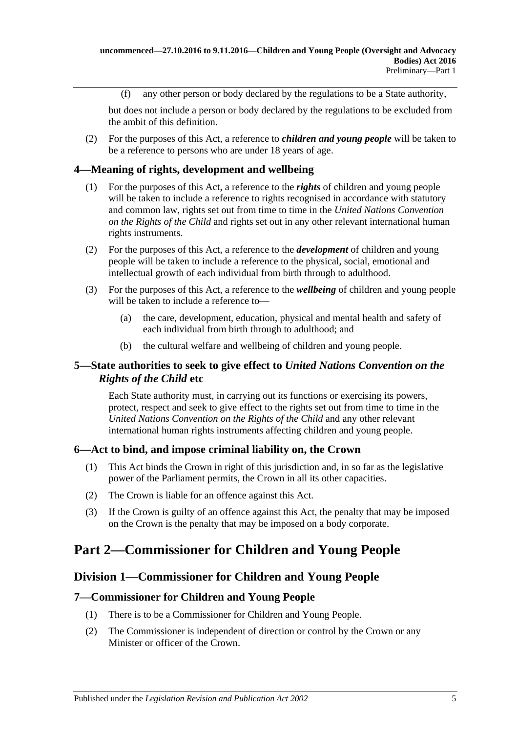(f) any other person or body declared by the regulations to be a State authority,

but does not include a person or body declared by the regulations to be excluded from the ambit of this definition.

(2) For the purposes of this Act, a reference to ***children and young people*** will be taken to be a reference to persons who are under 18 years of age.

## 4—Meaning of rights, development and wellbeing

(1) For the purposes of this Act, a reference to the ***rights*** of children and young people will be taken to include a reference to rights recognised in accordance with statutory and common law, rights set out from time to time in the *United Nations Convention on the Rights of the Child* and rights set out in any other relevant international human rights instruments.

(2) For the purposes of this Act, a reference to the ***development*** of children and young people will be taken to include a reference to the physical, social, emotional and intellectual growth of each individual from birth through to adulthood.

(3) For the purposes of this Act, a reference to the ***wellbeing*** of children and young people will be taken to include a reference to—

- (a) the care, development, education, physical and mental health and safety of each individual from birth through to adulthood; and
- (b) the cultural welfare and wellbeing of children and young people.

## 5—State authorities to seek to give effect to *United Nations Convention on the Rights of the Child* etc

Each State authority must, in carrying out its functions or exercising its powers, protect, respect and seek to give effect to the rights set out from time to time in the *United Nations Convention on the Rights of the Child* and any other relevant international human rights instruments affecting children and young people.

## 6—Act to bind, and impose criminal liability on, the Crown

(1) This Act binds the Crown in right of this jurisdiction and, in so far as the legislative power of the Parliament permits, the Crown in all its other capacities.

(2) The Crown is liable for an offence against this Act.

(3) If the Crown is guilty of an offence against this Act, the penalty that may be imposed on the Crown is the penalty that may be imposed on a body corporate.

# Part 2—Commissioner for Children and Young People

## Division 1—Commissioner for Children and Young People

## 7—Commissioner for Children and Young People

(1) There is to be a Commissioner for Children and Young People.

(2) The Commissioner is independent of direction or control by the Crown or any Minister or officer of the Crown.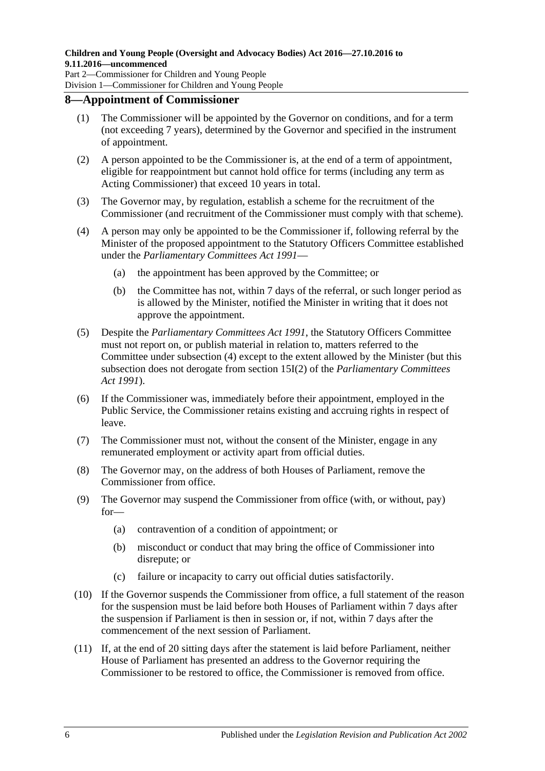## 8—Appointment of Commissioner

(1) The Commissioner will be appointed by the Governor on conditions, and for a term (not exceeding 7 years), determined by the Governor and specified in the instrument of appointment.

(2) A person appointed to be the Commissioner is, at the end of a term of appointment, eligible for reappointment but cannot hold office for terms (including any term as Acting Commissioner) that exceed 10 years in total.

(3) The Governor may, by regulation, establish a scheme for the recruitment of the Commissioner (and recruitment of the Commissioner must comply with that scheme).

(4) A person may only be appointed to be the Commissioner if, following referral by the Minister of the proposed appointment to the Statutory Officers Committee established under the *Parliamentary Committees Act 1991*—

(a) the appointment has been approved by the Committee; or

(b) the Committee has not, within 7 days of the referral, or such longer period as is allowed by the Minister, notified the Minister in writing that it does not approve the appointment.

(5) Despite the *Parliamentary Committees Act 1991*, the Statutory Officers Committee must not report on, or publish material in relation to, matters referred to the Committee under subsection (4) except to the extent allowed by the Minister (but this subsection does not derogate from section 15I(2) of the *Parliamentary Committees Act 1991*).

(6) If the Commissioner was, immediately before their appointment, employed in the Public Service, the Commissioner retains existing and accruing rights in respect of leave.

(7) The Commissioner must not, without the consent of the Minister, engage in any remunerated employment or activity apart from official duties.

(8) The Governor may, on the address of both Houses of Parliament, remove the Commissioner from office.

(9) The Governor may suspend the Commissioner from office (with, or without, pay) for—

(a) contravention of a condition of appointment; or

(b) misconduct or conduct that may bring the office of Commissioner into disrepute; or

(c) failure or incapacity to carry out official duties satisfactorily.

(10) If the Governor suspends the Commissioner from office, a full statement of the reason for the suspension must be laid before both Houses of Parliament within 7 days after the suspension if Parliament is then in session or, if not, within 7 days after the commencement of the next session of Parliament.

(11) If, at the end of 20 sitting days after the statement is laid before Parliament, neither House of Parliament has presented an address to the Governor requiring the Commissioner to be restored to office, the Commissioner is removed from office.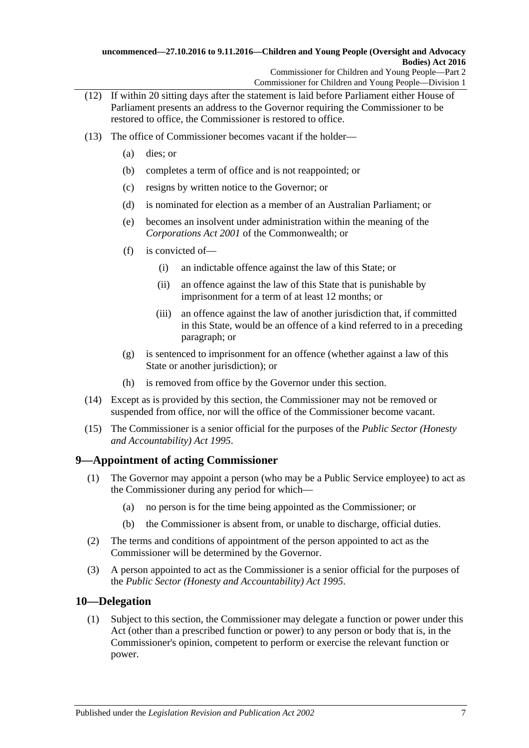(12) If within 20 sitting days after the statement is laid before Parliament either House of Parliament presents an address to the Governor requiring the Commissioner to be restored to office, the Commissioner is restored to office.

(13) The office of Commissioner becomes vacant if the holder—

- (a) dies; or
- (b) completes a term of office and is not reappointed; or
- (c) resigns by written notice to the Governor; or
- (d) is nominated for election as a member of an Australian Parliament; or
- (e) becomes an insolvent under administration within the meaning of the *Corporations Act 2001* of the Commonwealth; or
- (f) is convicted of—
  - (i) an indictable offence against the law of this State; or
  - (ii) an offence against the law of this State that is punishable by imprisonment for a term of at least 12 months; or
  - (iii) an offence against the law of another jurisdiction that, if committed in this State, would be an offence of a kind referred to in a preceding paragraph; or
- (g) is sentenced to imprisonment for an offence (whether against a law of this State or another jurisdiction); or
- (h) is removed from office by the Governor under this section.

(14) Except as is provided by this section, the Commissioner may not be removed or suspended from office, nor will the office of the Commissioner become vacant.

(15) The Commissioner is a senior official for the purposes of the *Public Sector (Honesty and Accountability) Act 1995*.

## 9—Appointment of acting Commissioner

(1) The Governor may appoint a person (who may be a Public Service employee) to act as the Commissioner during any period for which—

- (a) no person is for the time being appointed as the Commissioner; or
- (b) the Commissioner is absent from, or unable to discharge, official duties.

(2) The terms and conditions of appointment of the person appointed to act as the Commissioner will be determined by the Governor.

(3) A person appointed to act as the Commissioner is a senior official for the purposes of the *Public Sector (Honesty and Accountability) Act 1995*.

## 10—Delegation

(1) Subject to this section, the Commissioner may delegate a function or power under this Act (other than a prescribed function or power) to any person or body that is, in the Commissioner's opinion, competent to perform or exercise the relevant function or power.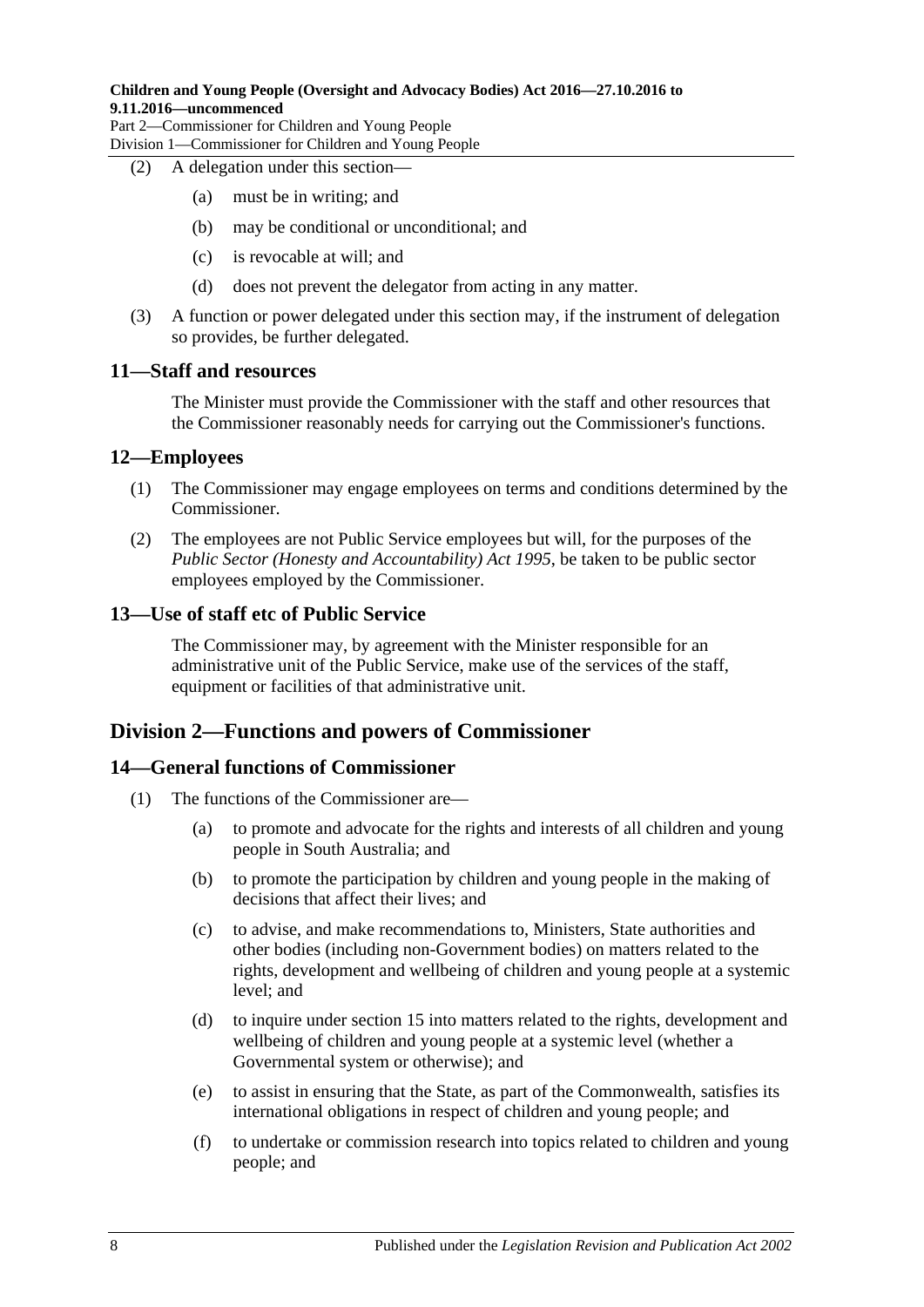(2) A delegation under this section—

(a) must be in writing; and

(b) may be conditional or unconditional; and

(c) is revocable at will; and

(d) does not prevent the delegator from acting in any matter.

(3) A function or power delegated under this section may, if the instrument of delegation so provides, be further delegated.

## 11—Staff and resources

The Minister must provide the Commissioner with the staff and other resources that the Commissioner reasonably needs for carrying out the Commissioner's functions.

## 12—Employees

(1) The Commissioner may engage employees on terms and conditions determined by the Commissioner.

(2) The employees are not Public Service employees but will, for the purposes of the *Public Sector (Honesty and Accountability) Act 1995*, be taken to be public sector employees employed by the Commissioner.

## 13—Use of staff etc of Public Service

The Commissioner may, by agreement with the Minister responsible for an administrative unit of the Public Service, make use of the services of the staff, equipment or facilities of that administrative unit.

# Division 2—Functions and powers of Commissioner

## 14—General functions of Commissioner

(1) The functions of the Commissioner are—

(a) to promote and advocate for the rights and interests of all children and young people in South Australia; and

(b) to promote the participation by children and young people in the making of decisions that affect their lives; and

(c) to advise, and make recommendations to, Ministers, State authorities and other bodies (including non-Government bodies) on matters related to the rights, development and wellbeing of children and young people at a systemic level; and

(d) to inquire under section 15 into matters related to the rights, development and wellbeing of children and young people at a systemic level (whether a Governmental system or otherwise); and

(e) to assist in ensuring that the State, as part of the Commonwealth, satisfies its international obligations in respect of children and young people; and

(f) to undertake or commission research into topics related to children and young people; and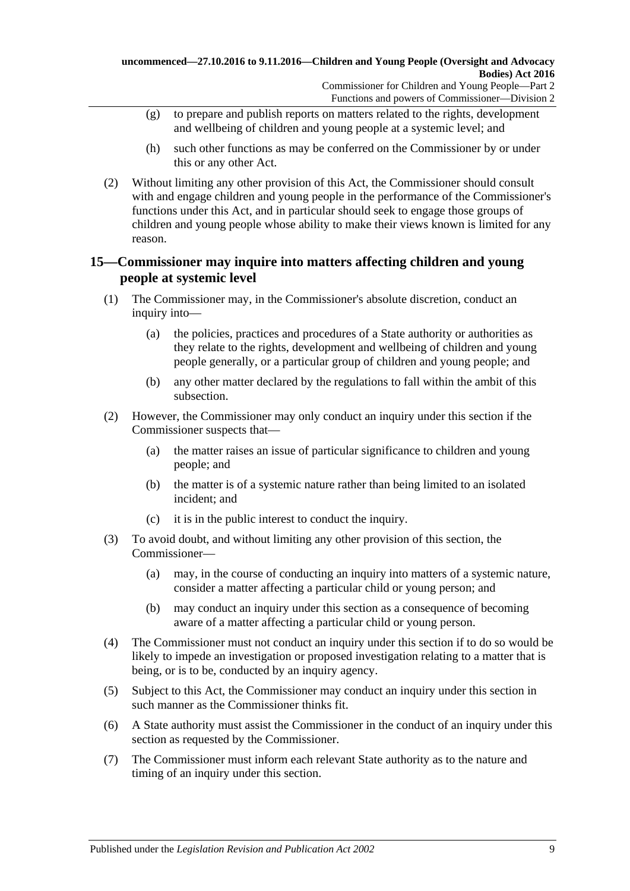(g) to prepare and publish reports on matters related to the rights, development and wellbeing of children and young people at a systemic level; and

(h) such other functions as may be conferred on the Commissioner by or under this or any other Act.

(2) Without limiting any other provision of this Act, the Commissioner should consult with and engage children and young people in the performance of the Commissioner's functions under this Act, and in particular should seek to engage those groups of children and young people whose ability to make their views known is limited for any reason.

## 15—Commissioner may inquire into matters affecting children and young people at systemic level

(1) The Commissioner may, in the Commissioner's absolute discretion, conduct an inquiry into—

(a) the policies, practices and procedures of a State authority or authorities as they relate to the rights, development and wellbeing of children and young people generally, or a particular group of children and young people; and

(b) any other matter declared by the regulations to fall within the ambit of this subsection.

(2) However, the Commissioner may only conduct an inquiry under this section if the Commissioner suspects that—

(a) the matter raises an issue of particular significance to children and young people; and

(b) the matter is of a systemic nature rather than being limited to an isolated incident; and

(c) it is in the public interest to conduct the inquiry.

(3) To avoid doubt, and without limiting any other provision of this section, the Commissioner—

(a) may, in the course of conducting an inquiry into matters of a systemic nature, consider a matter affecting a particular child or young person; and

(b) may conduct an inquiry under this section as a consequence of becoming aware of a matter affecting a particular child or young person.

(4) The Commissioner must not conduct an inquiry under this section if to do so would be likely to impede an investigation or proposed investigation relating to a matter that is being, or is to be, conducted by an inquiry agency.

(5) Subject to this Act, the Commissioner may conduct an inquiry under this section in such manner as the Commissioner thinks fit.

(6) A State authority must assist the Commissioner in the conduct of an inquiry under this section as requested by the Commissioner.

(7) The Commissioner must inform each relevant State authority as to the nature and timing of an inquiry under this section.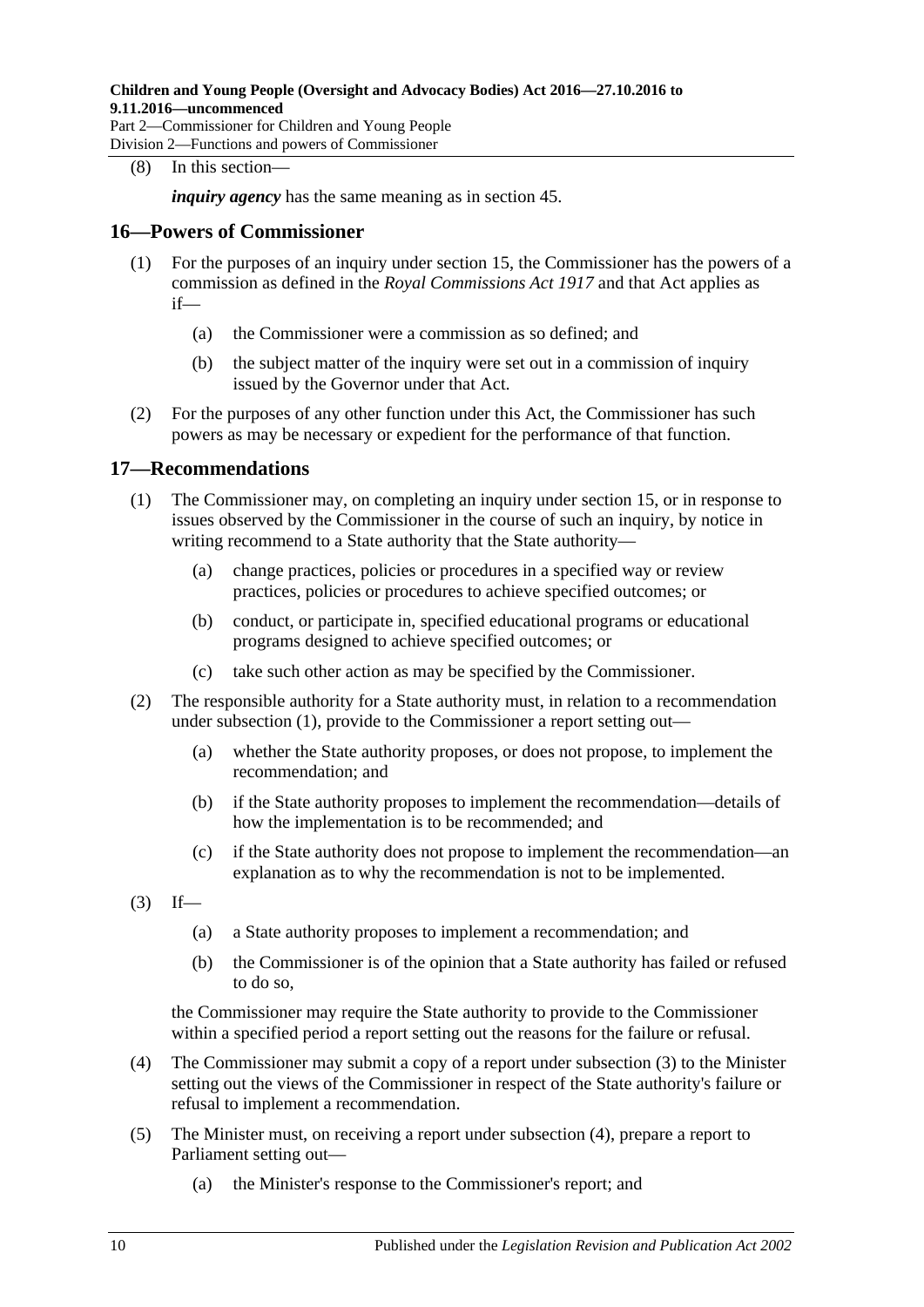(8) In this section—

*inquiry agency* has the same meaning as in section 45.

## 16—Powers of Commissioner

(1) For the purposes of an inquiry under section 15, the Commissioner has the powers of a commission as defined in the *Royal Commissions Act 1917* and that Act applies as if—

(a) the Commissioner were a commission as so defined; and

(b) the subject matter of the inquiry were set out in a commission of inquiry issued by the Governor under that Act.

(2) For the purposes of any other function under this Act, the Commissioner has such powers as may be necessary or expedient for the performance of that function.

## 17—Recommendations

(1) The Commissioner may, on completing an inquiry under section 15, or in response to issues observed by the Commissioner in the course of such an inquiry, by notice in writing recommend to a State authority that the State authority—

(a) change practices, policies or procedures in a specified way or review practices, policies or procedures to achieve specified outcomes; or

(b) conduct, or participate in, specified educational programs or educational programs designed to achieve specified outcomes; or

(c) take such other action as may be specified by the Commissioner.

(2) The responsible authority for a State authority must, in relation to a recommendation under subsection (1), provide to the Commissioner a report setting out—

(a) whether the State authority proposes, or does not propose, to implement the recommendation; and

(b) if the State authority proposes to implement the recommendation—details of how the implementation is to be recommended; and

(c) if the State authority does not propose to implement the recommendation—an explanation as to why the recommendation is not to be implemented.

(3) If—

(a) a State authority proposes to implement a recommendation; and

(b) the Commissioner is of the opinion that a State authority has failed or refused to do so,

the Commissioner may require the State authority to provide to the Commissioner within a specified period a report setting out the reasons for the failure or refusal.

(4) The Commissioner may submit a copy of a report under subsection (3) to the Minister setting out the views of the Commissioner in respect of the State authority's failure or refusal to implement a recommendation.

(5) The Minister must, on receiving a report under subsection (4), prepare a report to Parliament setting out—

(a) the Minister's response to the Commissioner's report; and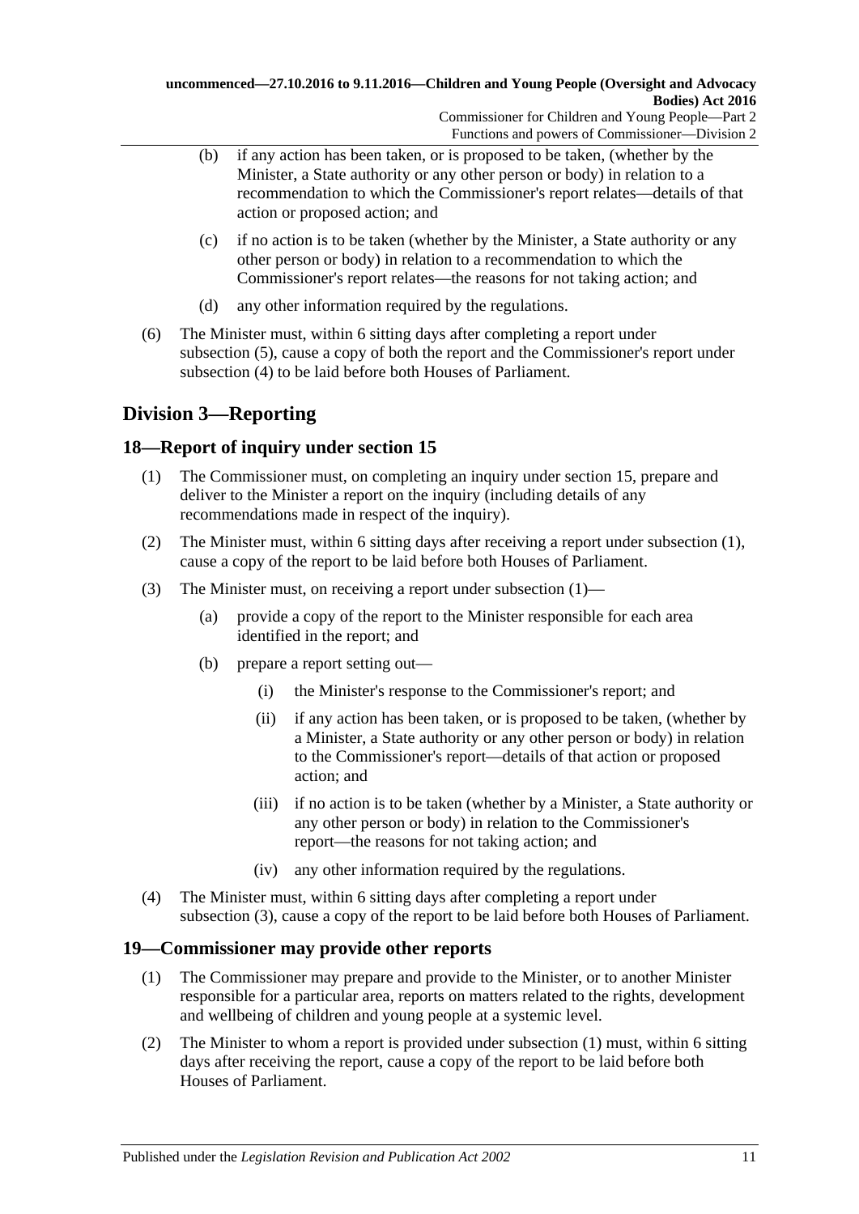(b) if any action has been taken, or is proposed to be taken, (whether by the Minister, a State authority or any other person or body) in relation to a recommendation to which the Commissioner's report relates—details of that action or proposed action; and

(c) if no action is to be taken (whether by the Minister, a State authority or any other person or body) in relation to a recommendation to which the Commissioner's report relates—the reasons for not taking action; and

(d) any other information required by the regulations.

(6) The Minister must, within 6 sitting days after completing a report under subsection (5), cause a copy of both the report and the Commissioner's report under subsection (4) to be laid before both Houses of Parliament.

## Division 3—Reporting

### 18—Report of inquiry under section 15

(1) The Commissioner must, on completing an inquiry under section 15, prepare and deliver to the Minister a report on the inquiry (including details of any recommendations made in respect of the inquiry).

(2) The Minister must, within 6 sitting days after receiving a report under subsection (1), cause a copy of the report to be laid before both Houses of Parliament.

(3) The Minister must, on receiving a report under subsection (1)—

(a) provide a copy of the report to the Minister responsible for each area identified in the report; and

(b) prepare a report setting out—

(i) the Minister's response to the Commissioner's report; and

(ii) if any action has been taken, or is proposed to be taken, (whether by a Minister, a State authority or any other person or body) in relation to the Commissioner's report—details of that action or proposed action; and

(iii) if no action is to be taken (whether by a Minister, a State authority or any other person or body) in relation to the Commissioner's report—the reasons for not taking action; and

(iv) any other information required by the regulations.

(4) The Minister must, within 6 sitting days after completing a report under subsection (3), cause a copy of the report to be laid before both Houses of Parliament.

### 19—Commissioner may provide other reports

(1) The Commissioner may prepare and provide to the Minister, or to another Minister responsible for a particular area, reports on matters related to the rights, development and wellbeing of children and young people at a systemic level.

(2) The Minister to whom a report is provided under subsection (1) must, within 6 sitting days after receiving the report, cause a copy of the report to be laid before both Houses of Parliament.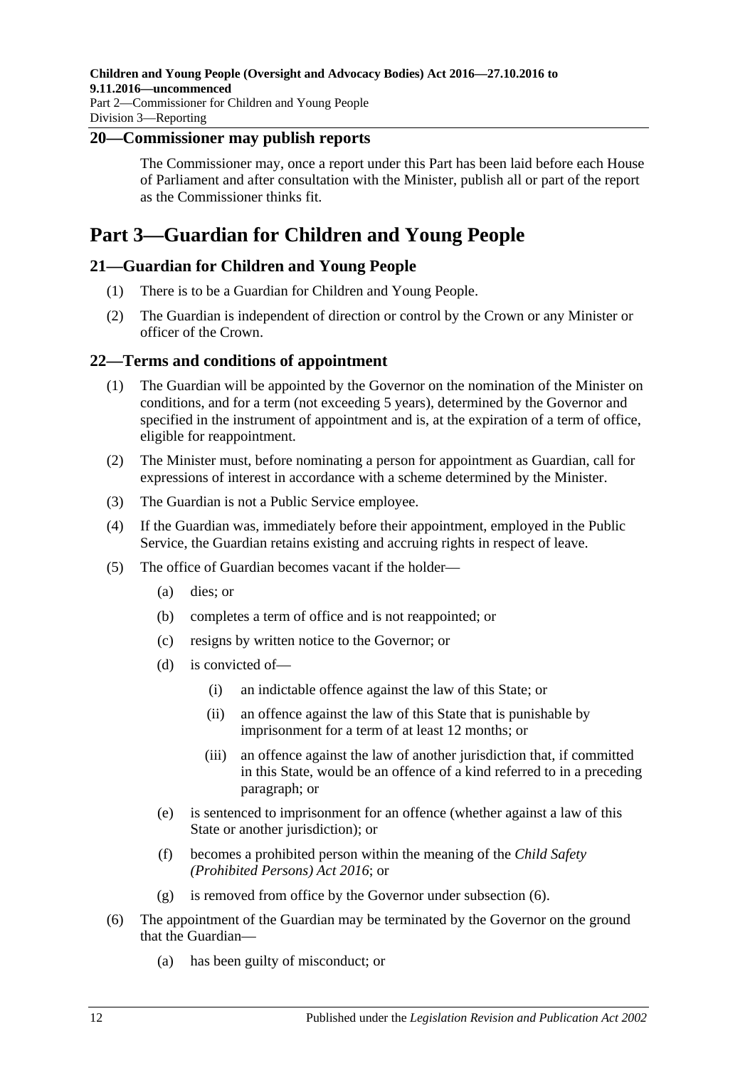## 20—Commissioner may publish reports

The Commissioner may, once a report under this Part has been laid before each House of Parliament and after consultation with the Minister, publish all or part of the report as the Commissioner thinks fit.

# Part 3—Guardian for Children and Young People

## 21—Guardian for Children and Young People

(1) There is to be a Guardian for Children and Young People.

(2) The Guardian is independent of direction or control by the Crown or any Minister or officer of the Crown.

## 22—Terms and conditions of appointment

(1) The Guardian will be appointed by the Governor on the nomination of the Minister on conditions, and for a term (not exceeding 5 years), determined by the Governor and specified in the instrument of appointment and is, at the expiration of a term of office, eligible for reappointment.

(2) The Minister must, before nominating a person for appointment as Guardian, call for expressions of interest in accordance with a scheme determined by the Minister.

(3) The Guardian is not a Public Service employee.

(4) If the Guardian was, immediately before their appointment, employed in the Public Service, the Guardian retains existing and accruing rights in respect of leave.

(5) The office of Guardian becomes vacant if the holder—

- (a) dies; or
- (b) completes a term of office and is not reappointed; or
- (c) resigns by written notice to the Governor; or
- (d) is convicted of—
  - (i) an indictable offence against the law of this State; or
  - (ii) an offence against the law of this State that is punishable by imprisonment for a term of at least 12 months; or
  - (iii) an offence against the law of another jurisdiction that, if committed in this State, would be an offence of a kind referred to in a preceding paragraph; or
- (e) is sentenced to imprisonment for an offence (whether against a law of this State or another jurisdiction); or
- (f) becomes a prohibited person within the meaning of the *Child Safety (Prohibited Persons) Act 2016*; or
- (g) is removed from office by the Governor under subsection (6).

(6) The appointment of the Guardian may be terminated by the Governor on the ground that the Guardian—

- (a) has been guilty of misconduct; or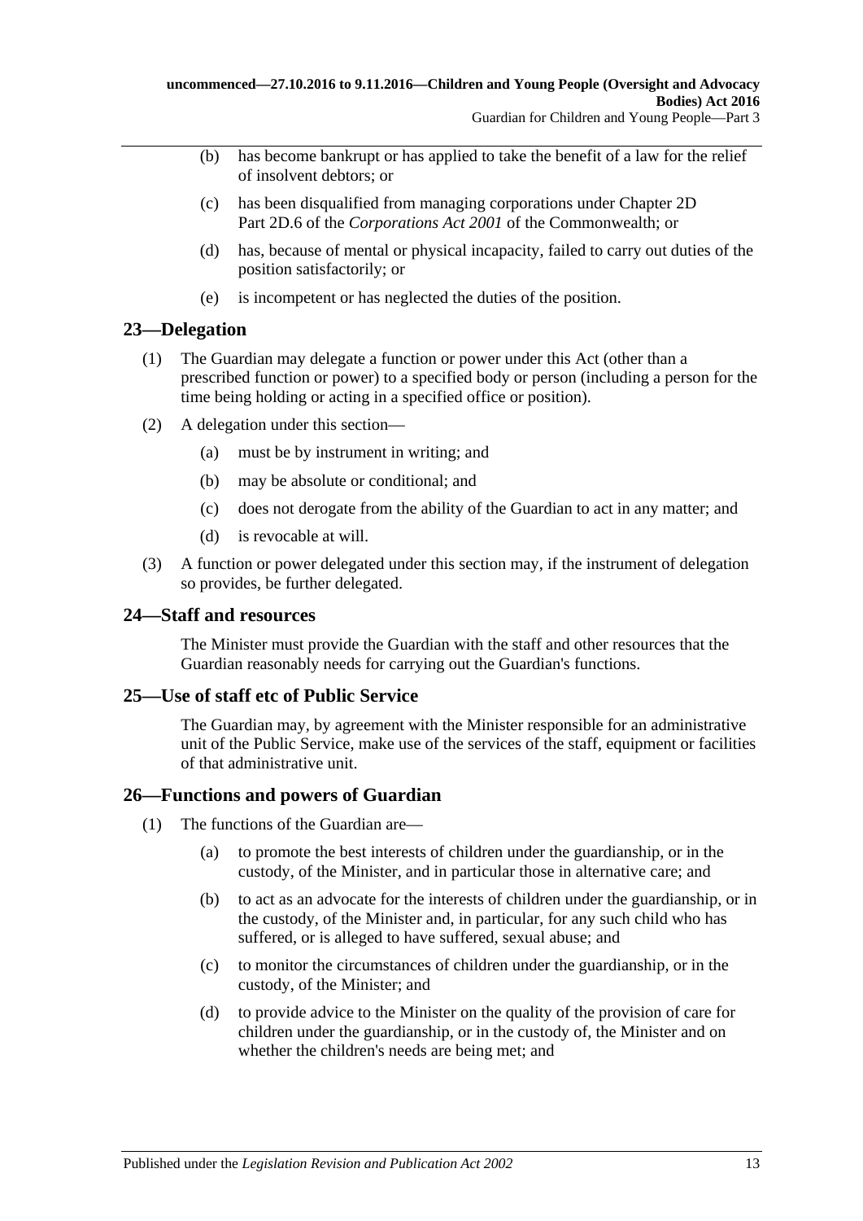(b) has become bankrupt or has applied to take the benefit of a law for the relief of insolvent debtors; or

(c) has been disqualified from managing corporations under Chapter 2D Part 2D.6 of the *Corporations Act 2001* of the Commonwealth; or

(d) has, because of mental or physical incapacity, failed to carry out duties of the position satisfactorily; or

(e) is incompetent or has neglected the duties of the position.

## 23—Delegation

(1) The Guardian may delegate a function or power under this Act (other than a prescribed function or power) to a specified body or person (including a person for the time being holding or acting in a specified office or position).

(2) A delegation under this section—

(a) must be by instrument in writing; and

(b) may be absolute or conditional; and

(c) does not derogate from the ability of the Guardian to act in any matter; and

(d) is revocable at will.

(3) A function or power delegated under this section may, if the instrument of delegation so provides, be further delegated.

## 24—Staff and resources

The Minister must provide the Guardian with the staff and other resources that the Guardian reasonably needs for carrying out the Guardian's functions.

## 25—Use of staff etc of Public Service

The Guardian may, by agreement with the Minister responsible for an administrative unit of the Public Service, make use of the services of the staff, equipment or facilities of that administrative unit.

## 26—Functions and powers of Guardian

(1) The functions of the Guardian are—

(a) to promote the best interests of children under the guardianship, or in the custody, of the Minister, and in particular those in alternative care; and

(b) to act as an advocate for the interests of children under the guardianship, or in the custody, of the Minister and, in particular, for any such child who has suffered, or is alleged to have suffered, sexual abuse; and

(c) to monitor the circumstances of children under the guardianship, or in the custody, of the Minister; and

(d) to provide advice to the Minister on the quality of the provision of care for children under the guardianship, or in the custody of, the Minister and on whether the children's needs are being met; and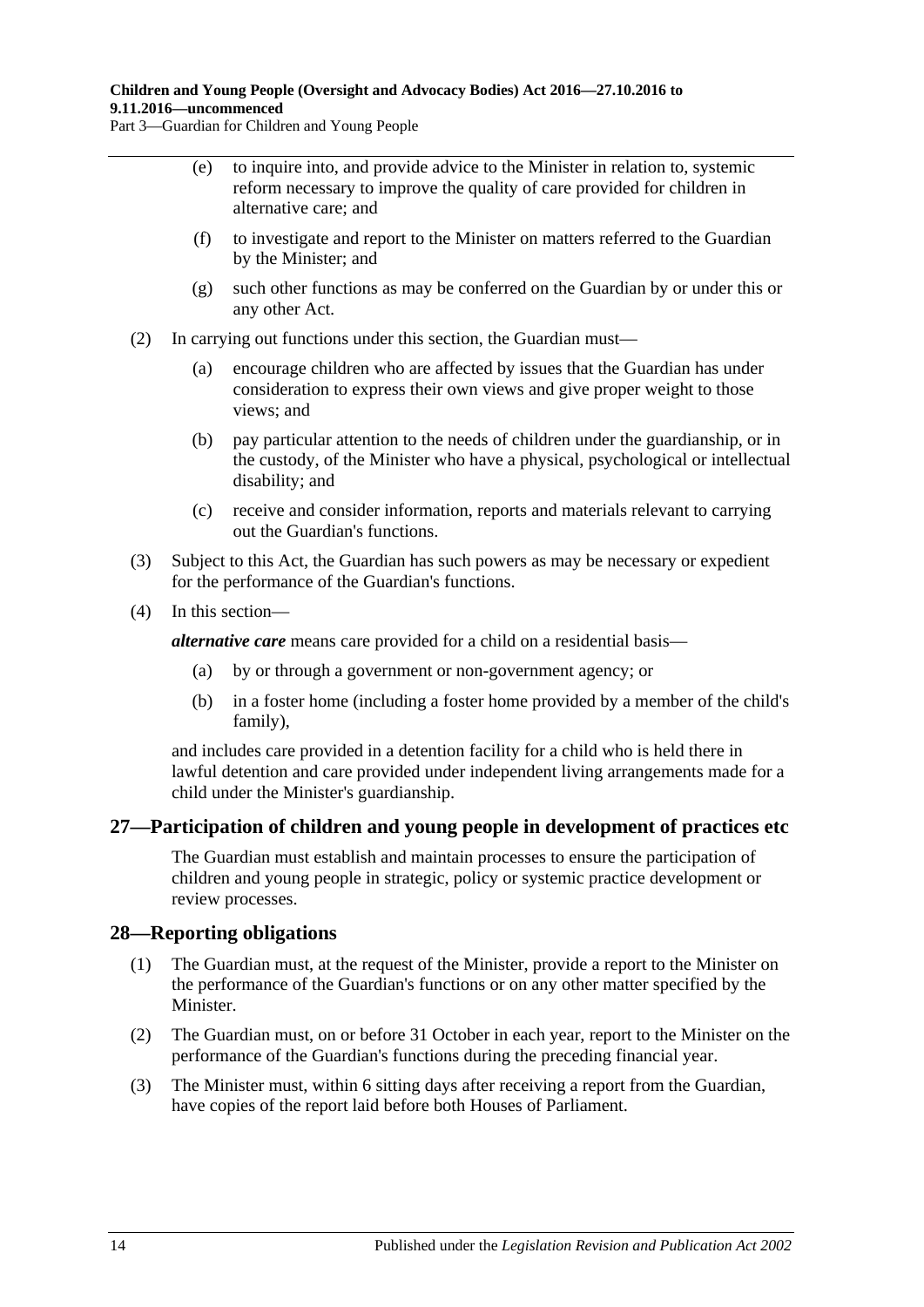(e) to inquire into, and provide advice to the Minister in relation to, systemic reform necessary to improve the quality of care provided for children in alternative care; and

(f) to investigate and report to the Minister on matters referred to the Guardian by the Minister; and

(g) such other functions as may be conferred on the Guardian by or under this or any other Act.

(2) In carrying out functions under this section, the Guardian must—

(a) encourage children who are affected by issues that the Guardian has under consideration to express their own views and give proper weight to those views; and

(b) pay particular attention to the needs of children under the guardianship, or in the custody, of the Minister who have a physical, psychological or intellectual disability; and

(c) receive and consider information, reports and materials relevant to carrying out the Guardian's functions.

(3) Subject to this Act, the Guardian has such powers as may be necessary or expedient for the performance of the Guardian's functions.

(4) In this section—

***alternative care*** means care provided for a child on a residential basis—

(a) by or through a government or non-government agency; or

(b) in a foster home (including a foster home provided by a member of the child's family),

and includes care provided in a detention facility for a child who is held there in lawful detention and care provided under independent living arrangements made for a child under the Minister's guardianship.

## 27—Participation of children and young people in development of practices etc

The Guardian must establish and maintain processes to ensure the participation of children and young people in strategic, policy or systemic practice development or review processes.

## 28—Reporting obligations

(1) The Guardian must, at the request of the Minister, provide a report to the Minister on the performance of the Guardian's functions or on any other matter specified by the Minister.

(2) The Guardian must, on or before 31 October in each year, report to the Minister on the performance of the Guardian's functions during the preceding financial year.

(3) The Minister must, within 6 sitting days after receiving a report from the Guardian, have copies of the report laid before both Houses of Parliament.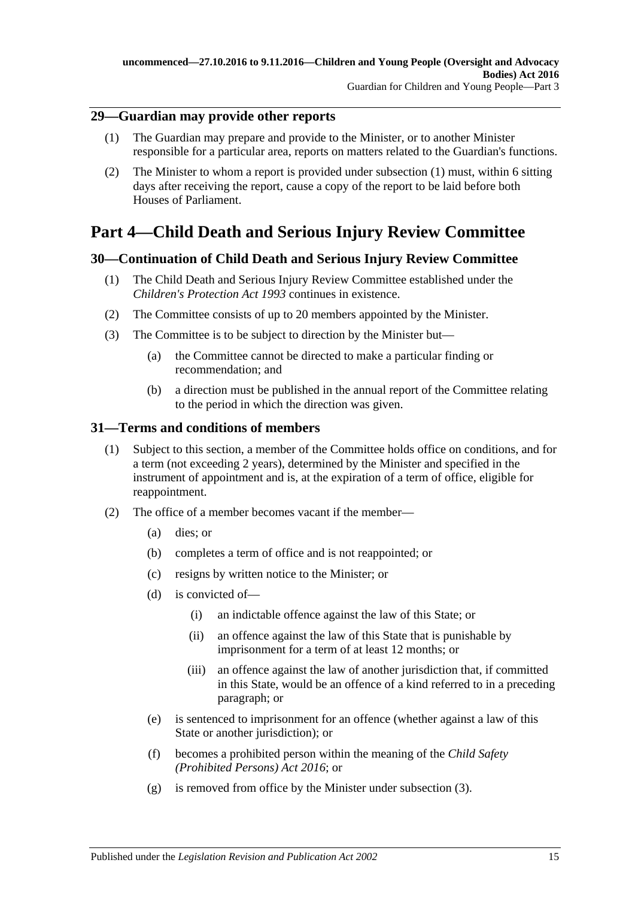## 29—Guardian may provide other reports

(1) The Guardian may prepare and provide to the Minister, or to another Minister responsible for a particular area, reports on matters related to the Guardian's functions.

(2) The Minister to whom a report is provided under subsection (1) must, within 6 sitting days after receiving the report, cause a copy of the report to be laid before both Houses of Parliament.

# Part 4—Child Death and Serious Injury Review Committee

## 30—Continuation of Child Death and Serious Injury Review Committee

(1) The Child Death and Serious Injury Review Committee established under the *Children's Protection Act 1993* continues in existence.

(2) The Committee consists of up to 20 members appointed by the Minister.

(3) The Committee is to be subject to direction by the Minister but—

(a) the Committee cannot be directed to make a particular finding or recommendation; and

(b) a direction must be published in the annual report of the Committee relating to the period in which the direction was given.

## 31—Terms and conditions of members

(1) Subject to this section, a member of the Committee holds office on conditions, and for a term (not exceeding 2 years), determined by the Minister and specified in the instrument of appointment and is, at the expiration of a term of office, eligible for reappointment.

(2) The office of a member becomes vacant if the member—

(a) dies; or

(b) completes a term of office and is not reappointed; or

(c) resigns by written notice to the Minister; or

(d) is convicted of—

(i) an indictable offence against the law of this State; or

(ii) an offence against the law of this State that is punishable by imprisonment for a term of at least 12 months; or

(iii) an offence against the law of another jurisdiction that, if committed in this State, would be an offence of a kind referred to in a preceding paragraph; or

(e) is sentenced to imprisonment for an offence (whether against a law of this State or another jurisdiction); or

(f) becomes a prohibited person within the meaning of the *Child Safety (Prohibited Persons) Act 2016*; or

(g) is removed from office by the Minister under subsection (3).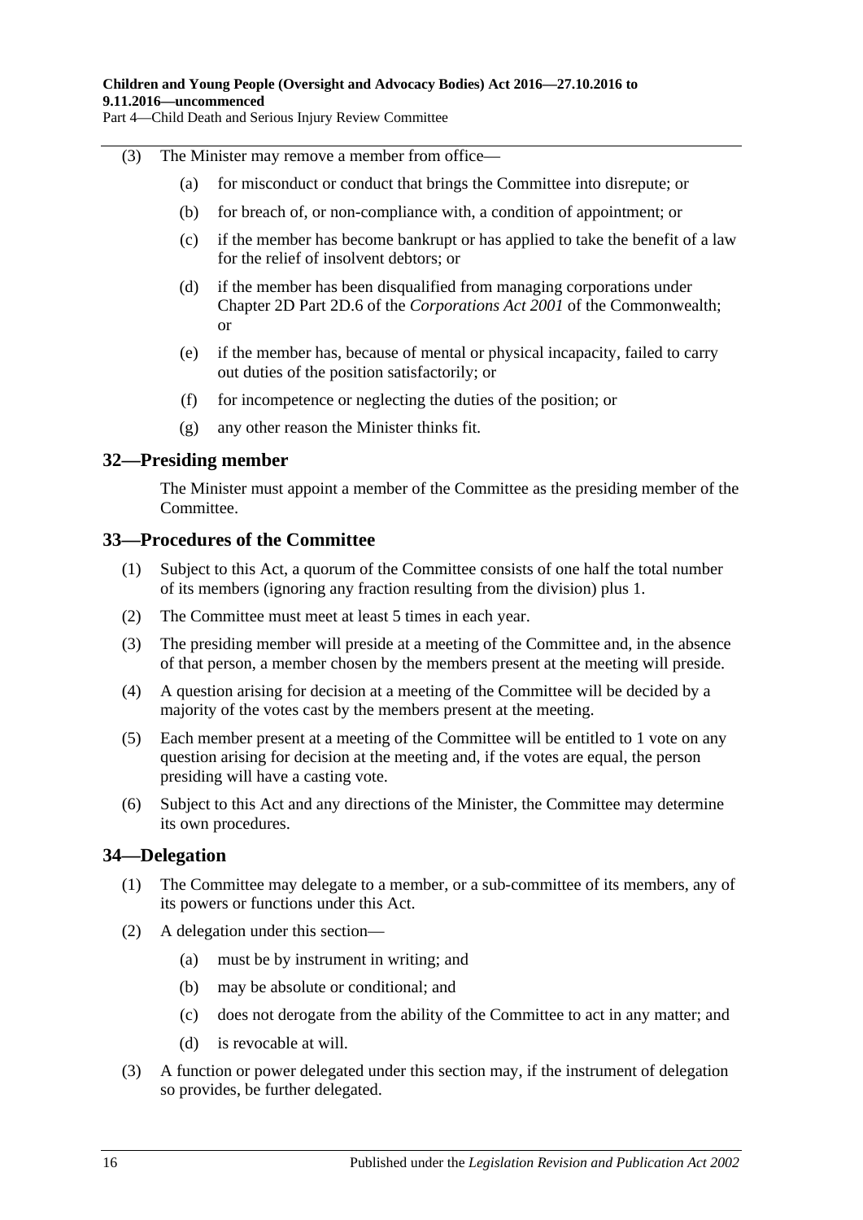(3) The Minister may remove a member from office—

(a) for misconduct or conduct that brings the Committee into disrepute; or

(b) for breach of, or non-compliance with, a condition of appointment; or

(c) if the member has become bankrupt or has applied to take the benefit of a law for the relief of insolvent debtors; or

(d) if the member has been disqualified from managing corporations under Chapter 2D Part 2D.6 of the *Corporations Act 2001* of the Commonwealth; or

(e) if the member has, because of mental or physical incapacity, failed to carry out duties of the position satisfactorily; or

(f) for incompetence or neglecting the duties of the position; or

(g) any other reason the Minister thinks fit.

## 32—Presiding member

The Minister must appoint a member of the Committee as the presiding member of the Committee.

## 33—Procedures of the Committee

(1) Subject to this Act, a quorum of the Committee consists of one half the total number of its members (ignoring any fraction resulting from the division) plus 1.

(2) The Committee must meet at least 5 times in each year.

(3) The presiding member will preside at a meeting of the Committee and, in the absence of that person, a member chosen by the members present at the meeting will preside.

(4) A question arising for decision at a meeting of the Committee will be decided by a majority of the votes cast by the members present at the meeting.

(5) Each member present at a meeting of the Committee will be entitled to 1 vote on any question arising for decision at the meeting and, if the votes are equal, the person presiding will have a casting vote.

(6) Subject to this Act and any directions of the Minister, the Committee may determine its own procedures.

## 34—Delegation

(1) The Committee may delegate to a member, or a sub-committee of its members, any of its powers or functions under this Act.

(2) A delegation under this section—

(a) must be by instrument in writing; and

(b) may be absolute or conditional; and

(c) does not derogate from the ability of the Committee to act in any matter; and

(d) is revocable at will.

(3) A function or power delegated under this section may, if the instrument of delegation so provides, be further delegated.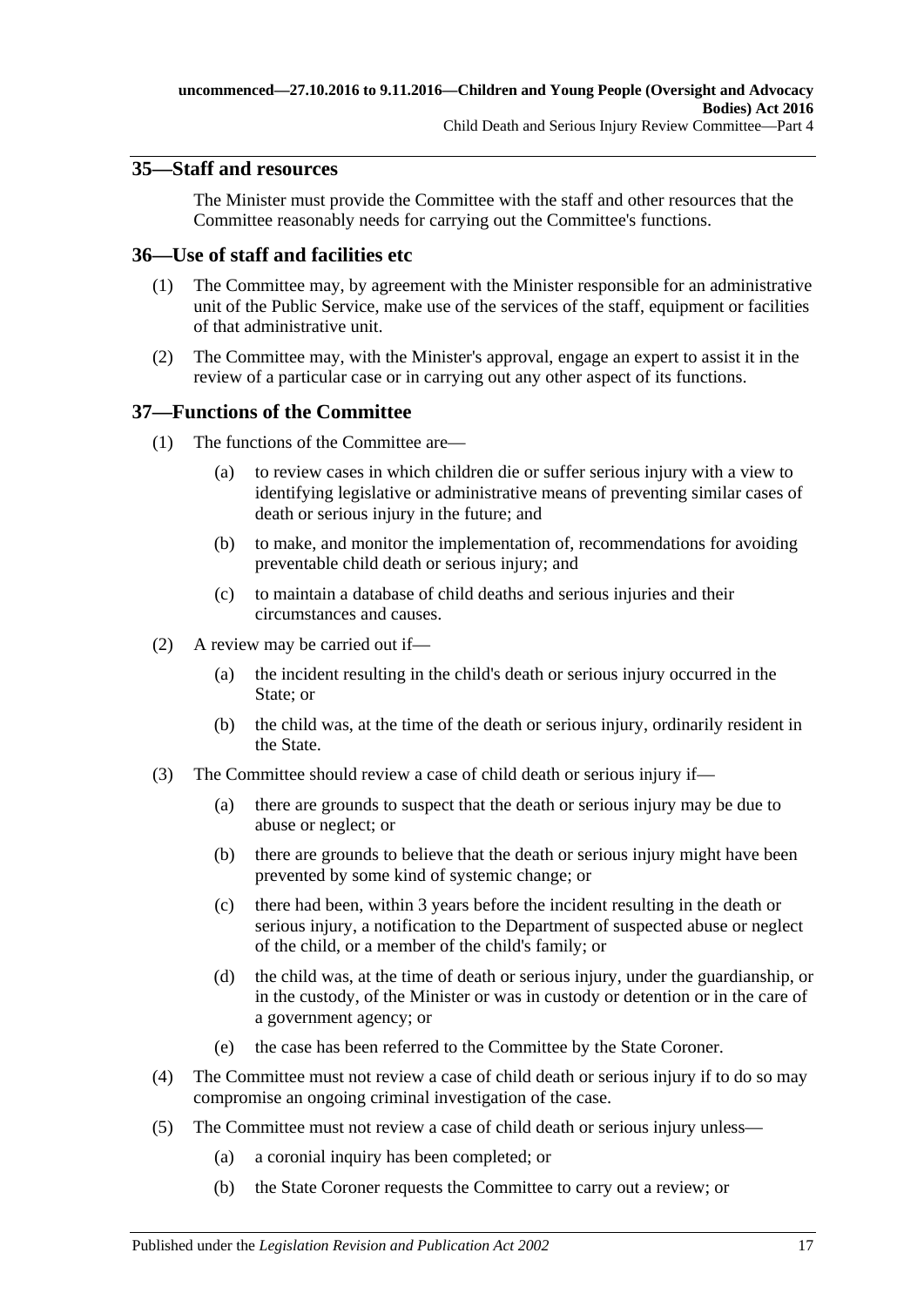## 35—Staff and resources

The Minister must provide the Committee with the staff and other resources that the Committee reasonably needs for carrying out the Committee's functions.

## 36—Use of staff and facilities etc

(1) The Committee may, by agreement with the Minister responsible for an administrative unit of the Public Service, make use of the services of the staff, equipment or facilities of that administrative unit.

(2) The Committee may, with the Minister's approval, engage an expert to assist it in the review of a particular case or in carrying out any other aspect of its functions.

## 37—Functions of the Committee

(1) The functions of the Committee are—

(a) to review cases in which children die or suffer serious injury with a view to identifying legislative or administrative means of preventing similar cases of death or serious injury in the future; and

(b) to make, and monitor the implementation of, recommendations for avoiding preventable child death or serious injury; and

(c) to maintain a database of child deaths and serious injuries and their circumstances and causes.

(2) A review may be carried out if—

(a) the incident resulting in the child's death or serious injury occurred in the State; or

(b) the child was, at the time of the death or serious injury, ordinarily resident in the State.

(3) The Committee should review a case of child death or serious injury if—

(a) there are grounds to suspect that the death or serious injury may be due to abuse or neglect; or

(b) there are grounds to believe that the death or serious injury might have been prevented by some kind of systemic change; or

(c) there had been, within 3 years before the incident resulting in the death or serious injury, a notification to the Department of suspected abuse or neglect of the child, or a member of the child's family; or

(d) the child was, at the time of death or serious injury, under the guardianship, or in the custody, of the Minister or was in custody or detention or in the care of a government agency; or

(e) the case has been referred to the Committee by the State Coroner.

(4) The Committee must not review a case of child death or serious injury if to do so may compromise an ongoing criminal investigation of the case.

(5) The Committee must not review a case of child death or serious injury unless—

(a) a coronial inquiry has been completed; or

(b) the State Coroner requests the Committee to carry out a review; or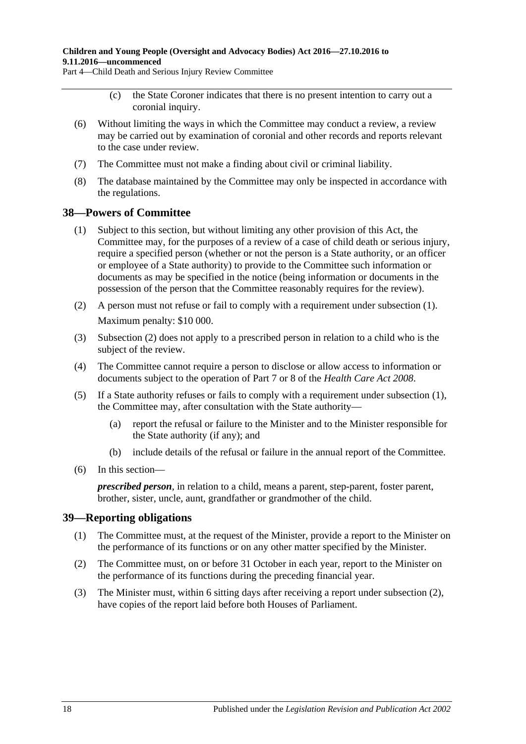(c) the State Coroner indicates that there is no present intention to carry out a coronial inquiry.

(6) Without limiting the ways in which the Committee may conduct a review, a review may be carried out by examination of coronial and other records and reports relevant to the case under review.

(7) The Committee must not make a finding about civil or criminal liability.

(8) The database maintained by the Committee may only be inspected in accordance with the regulations.

## 38—Powers of Committee

(1) Subject to this section, but without limiting any other provision of this Act, the Committee may, for the purposes of a review of a case of child death or serious injury, require a specified person (whether or not the person is a State authority, or an officer or employee of a State authority) to provide to the Committee such information or documents as may be specified in the notice (being information or documents in the possession of the person that the Committee reasonably requires for the review).

(2) A person must not refuse or fail to comply with a requirement under subsection (1).

Maximum penalty: $10 000.

(3) Subsection (2) does not apply to a prescribed person in relation to a child who is the subject of the review.

(4) The Committee cannot require a person to disclose or allow access to information or documents subject to the operation of Part 7 or 8 of the *Health Care Act 2008*.

(5) If a State authority refuses or fails to comply with a requirement under subsection (1), the Committee may, after consultation with the State authority—

(a) report the refusal or failure to the Minister and to the Minister responsible for the State authority (if any); and

(b) include details of the refusal or failure in the annual report of the Committee.

(6) In this section—

***prescribed person***, in relation to a child, means a parent, step-parent, foster parent, brother, sister, uncle, aunt, grandfather or grandmother of the child.

## 39—Reporting obligations

(1) The Committee must, at the request of the Minister, provide a report to the Minister on the performance of its functions or on any other matter specified by the Minister.

(2) The Committee must, on or before 31 October in each year, report to the Minister on the performance of its functions during the preceding financial year.

(3) The Minister must, within 6 sitting days after receiving a report under subsection (2), have copies of the report laid before both Houses of Parliament.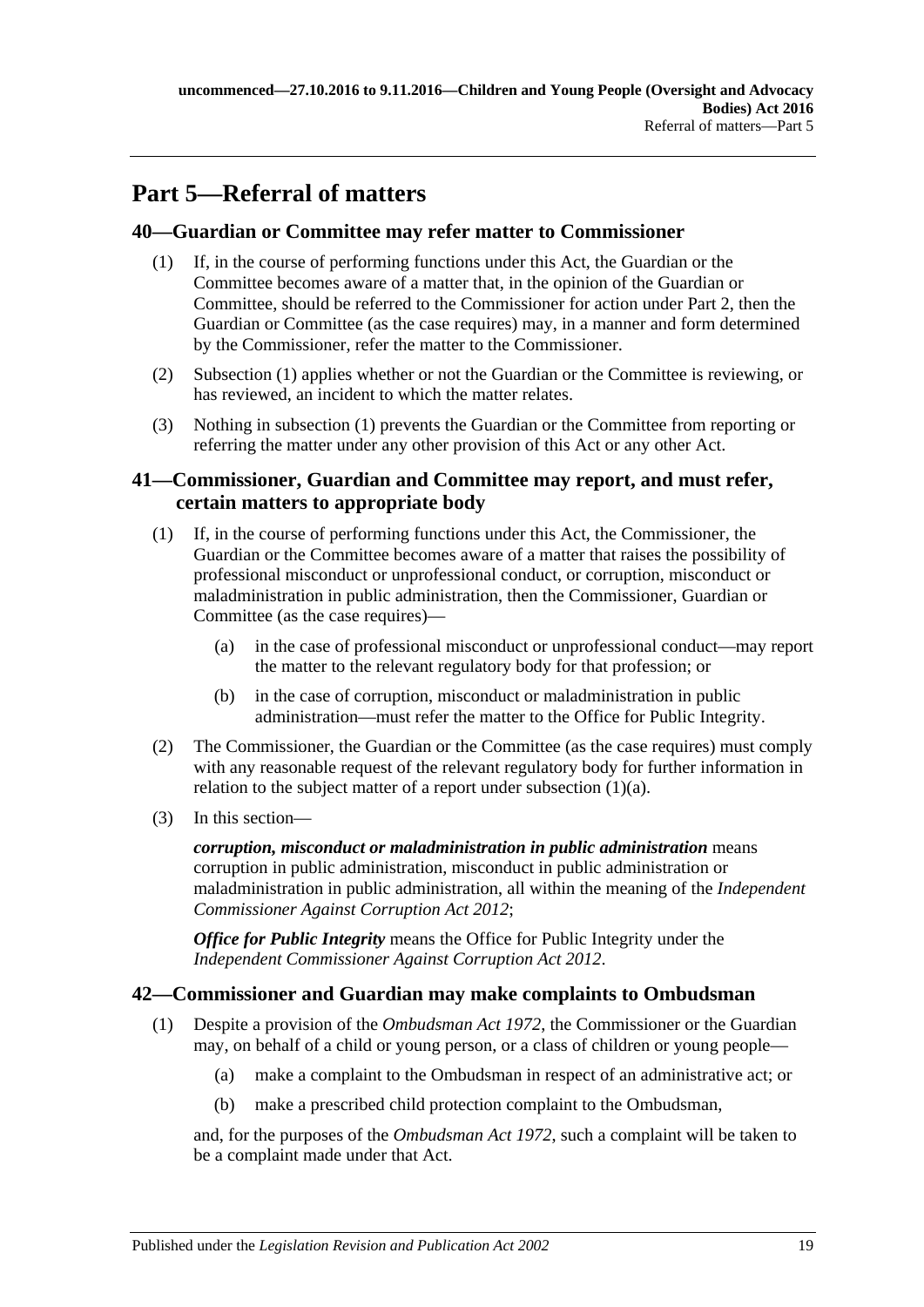# Part 5—Referral of matters

## 40—Guardian or Committee may refer matter to Commissioner

(1) If, in the course of performing functions under this Act, the Guardian or the Committee becomes aware of a matter that, in the opinion of the Guardian or Committee, should be referred to the Commissioner for action under Part 2, then the Guardian or Committee (as the case requires) may, in a manner and form determined by the Commissioner, refer the matter to the Commissioner.

(2) Subsection (1) applies whether or not the Guardian or the Committee is reviewing, or has reviewed, an incident to which the matter relates.

(3) Nothing in subsection (1) prevents the Guardian or the Committee from reporting or referring the matter under any other provision of this Act or any other Act.

## 41—Commissioner, Guardian and Committee may report, and must refer, certain matters to appropriate body

(1) If, in the course of performing functions under this Act, the Commissioner, the Guardian or the Committee becomes aware of a matter that raises the possibility of professional misconduct or unprofessional conduct, or corruption, misconduct or maladministration in public administration, then the Commissioner, Guardian or Committee (as the case requires)—

(a) in the case of professional misconduct or unprofessional conduct—may report the matter to the relevant regulatory body for that profession; or

(b) in the case of corruption, misconduct or maladministration in public administration—must refer the matter to the Office for Public Integrity.

(2) The Commissioner, the Guardian or the Committee (as the case requires) must comply with any reasonable request of the relevant regulatory body for further information in relation to the subject matter of a report under subsection (1)(a).

(3) In this section—

***corruption, misconduct or maladministration in public administration*** means corruption in public administration, misconduct in public administration or maladministration in public administration, all within the meaning of the *Independent Commissioner Against Corruption Act 2012*;

***Office for Public Integrity*** means the Office for Public Integrity under the *Independent Commissioner Against Corruption Act 2012*.

## 42—Commissioner and Guardian may make complaints to Ombudsman

(1) Despite a provision of the *Ombudsman Act 1972*, the Commissioner or the Guardian may, on behalf of a child or young person, or a class of children or young people—

(a) make a complaint to the Ombudsman in respect of an administrative act; or

(b) make a prescribed child protection complaint to the Ombudsman,

and, for the purposes of the *Ombudsman Act 1972*, such a complaint will be taken to be a complaint made under that Act.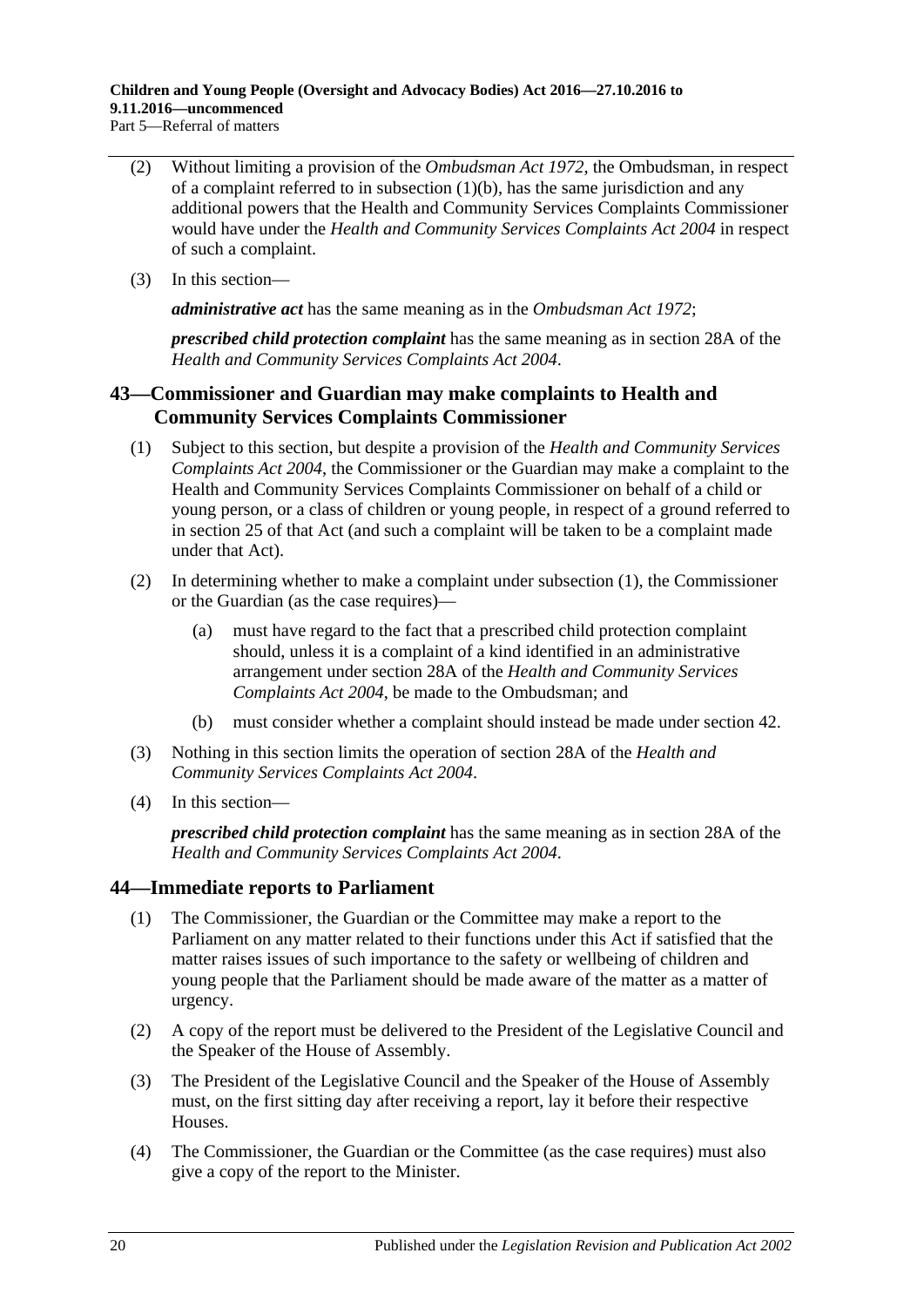(2) Without limiting a provision of the *Ombudsman Act 1972*, the Ombudsman, in respect of a complaint referred to in subsection (1)(b), has the same jurisdiction and any additional powers that the Health and Community Services Complaints Commissioner would have under the *Health and Community Services Complaints Act 2004* in respect of such a complaint.

(3) In this section—

***administrative act*** has the same meaning as in the *Ombudsman Act 1972*;

***prescribed child protection complaint*** has the same meaning as in section 28A of the *Health and Community Services Complaints Act 2004*.

## 43—Commissioner and Guardian may make complaints to Health and Community Services Complaints Commissioner

(1) Subject to this section, but despite a provision of the *Health and Community Services Complaints Act 2004*, the Commissioner or the Guardian may make a complaint to the Health and Community Services Complaints Commissioner on behalf of a child or young person, or a class of children or young people, in respect of a ground referred to in section 25 of that Act (and such a complaint will be taken to be a complaint made under that Act).

(2) In determining whether to make a complaint under subsection (1), the Commissioner or the Guardian (as the case requires)—

(a) must have regard to the fact that a prescribed child protection complaint should, unless it is a complaint of a kind identified in an administrative arrangement under section 28A of the *Health and Community Services Complaints Act 2004*, be made to the Ombudsman; and

(b) must consider whether a complaint should instead be made under section 42.

(3) Nothing in this section limits the operation of section 28A of the *Health and Community Services Complaints Act 2004*.

(4) In this section—

***prescribed child protection complaint*** has the same meaning as in section 28A of the *Health and Community Services Complaints Act 2004*.

## 44—Immediate reports to Parliament

(1) The Commissioner, the Guardian or the Committee may make a report to the Parliament on any matter related to their functions under this Act if satisfied that the matter raises issues of such importance to the safety or wellbeing of children and young people that the Parliament should be made aware of the matter as a matter of urgency.

(2) A copy of the report must be delivered to the President of the Legislative Council and the Speaker of the House of Assembly.

(3) The President of the Legislative Council and the Speaker of the House of Assembly must, on the first sitting day after receiving a report, lay it before their respective Houses.

(4) The Commissioner, the Guardian or the Committee (as the case requires) must also give a copy of the report to the Minister.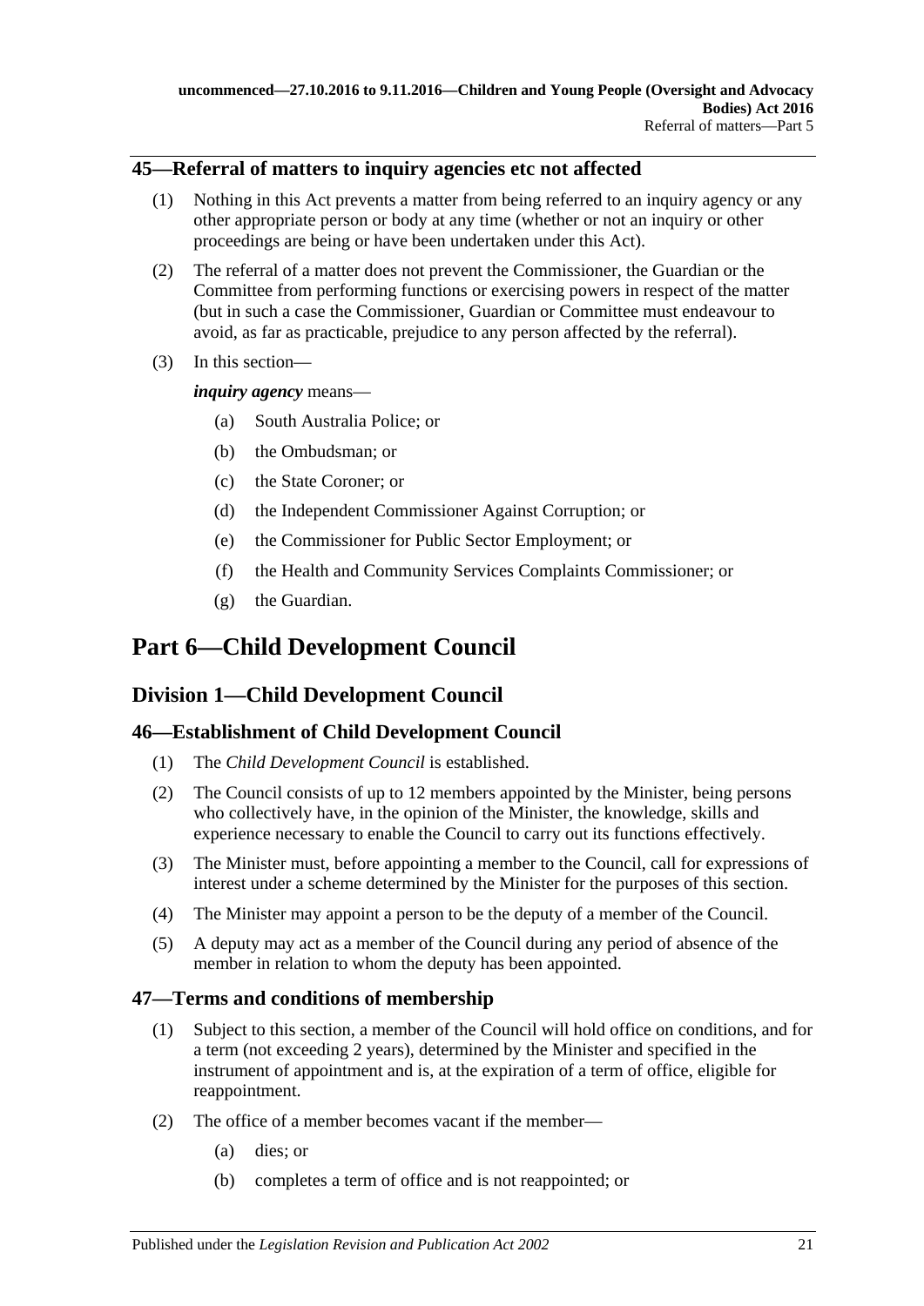### 45—Referral of matters to inquiry agencies etc not affected

(1) Nothing in this Act prevents a matter from being referred to an inquiry agency or any other appropriate person or body at any time (whether or not an inquiry or other proceedings are being or have been undertaken under this Act).

(2) The referral of a matter does not prevent the Commissioner, the Guardian or the Committee from performing functions or exercising powers in respect of the matter (but in such a case the Commissioner, Guardian or Committee must endeavour to avoid, as far as practicable, prejudice to any person affected by the referral).

(3) In this section—

***inquiry agency*** means—

- (a) South Australia Police; or
- (b) the Ombudsman; or
- (c) the State Coroner; or
- (d) the Independent Commissioner Against Corruption; or
- (e) the Commissioner for Public Sector Employment; or
- (f) the Health and Community Services Complaints Commissioner; or
- (g) the Guardian.

# Part 6—Child Development Council

## Division 1—Child Development Council

### 46—Establishment of Child Development Council

(1) The *Child Development Council* is established.

(2) The Council consists of up to 12 members appointed by the Minister, being persons who collectively have, in the opinion of the Minister, the knowledge, skills and experience necessary to enable the Council to carry out its functions effectively.

(3) The Minister must, before appointing a member to the Council, call for expressions of interest under a scheme determined by the Minister for the purposes of this section.

(4) The Minister may appoint a person to be the deputy of a member of the Council.

(5) A deputy may act as a member of the Council during any period of absence of the member in relation to whom the deputy has been appointed.

### 47—Terms and conditions of membership

(1) Subject to this section, a member of the Council will hold office on conditions, and for a term (not exceeding 2 years), determined by the Minister and specified in the instrument of appointment and is, at the expiration of a term of office, eligible for reappointment.

(2) The office of a member becomes vacant if the member—

- (a) dies; or
- (b) completes a term of office and is not reappointed; or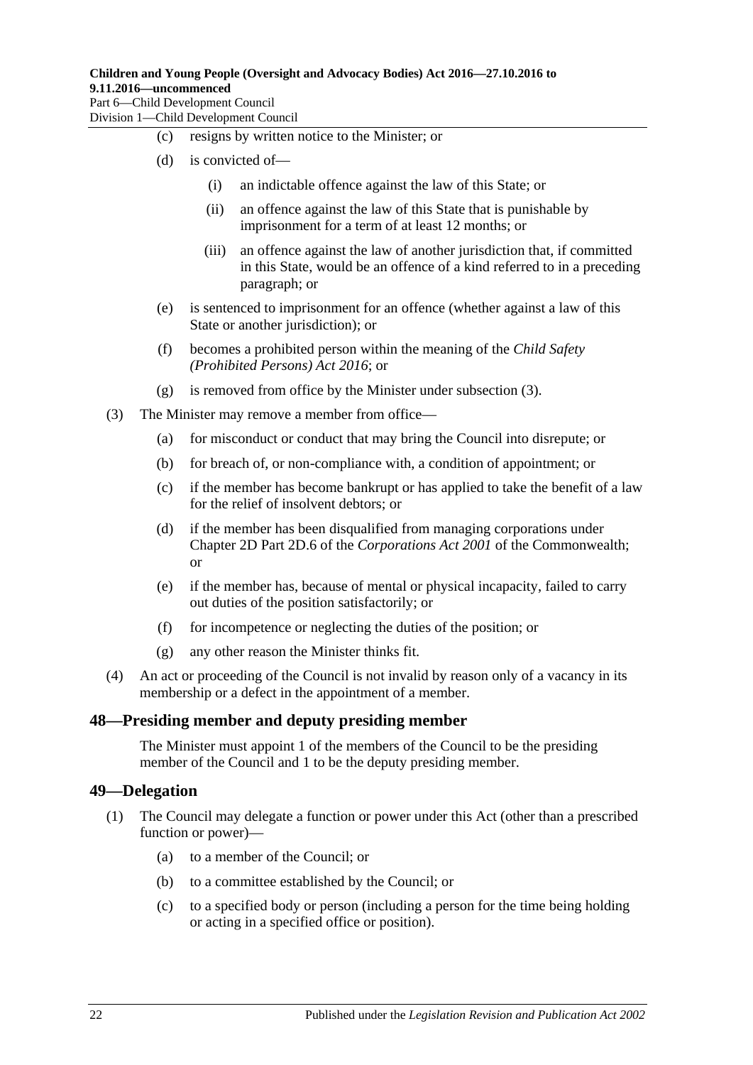(c) resigns by written notice to the Minister; or

(d) is convicted of—

(i) an indictable offence against the law of this State; or

(ii) an offence against the law of this State that is punishable by imprisonment for a term of at least 12 months; or

(iii) an offence against the law of another jurisdiction that, if committed in this State, would be an offence of a kind referred to in a preceding paragraph; or

(e) is sentenced to imprisonment for an offence (whether against a law of this State or another jurisdiction); or

(f) becomes a prohibited person within the meaning of the *Child Safety (Prohibited Persons) Act 2016*; or

(g) is removed from office by the Minister under subsection (3).

(3) The Minister may remove a member from office—

(a) for misconduct or conduct that may bring the Council into disrepute; or

(b) for breach of, or non-compliance with, a condition of appointment; or

(c) if the member has become bankrupt or has applied to take the benefit of a law for the relief of insolvent debtors; or

(d) if the member has been disqualified from managing corporations under Chapter 2D Part 2D.6 of the *Corporations Act 2001* of the Commonwealth; or

(e) if the member has, because of mental or physical incapacity, failed to carry out duties of the position satisfactorily; or

(f) for incompetence or neglecting the duties of the position; or

(g) any other reason the Minister thinks fit.

(4) An act or proceeding of the Council is not invalid by reason only of a vacancy in its membership or a defect in the appointment of a member.

## 48—Presiding member and deputy presiding member

The Minister must appoint 1 of the members of the Council to be the presiding member of the Council and 1 to be the deputy presiding member.

## 49—Delegation

(1) The Council may delegate a function or power under this Act (other than a prescribed function or power)—

(a) to a member of the Council; or

(b) to a committee established by the Council; or

(c) to a specified body or person (including a person for the time being holding or acting in a specified office or position).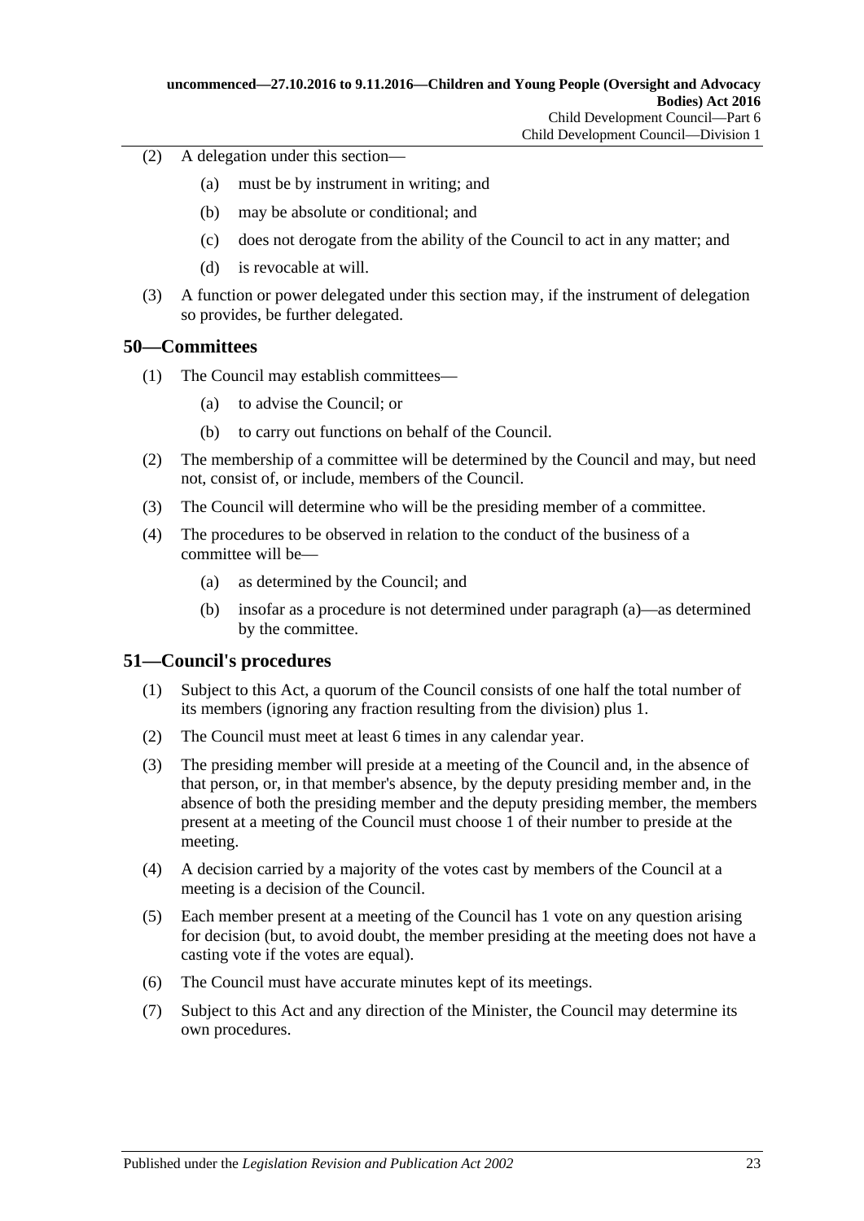(2) A delegation under this section—

(a) must be by instrument in writing; and

(b) may be absolute or conditional; and

(c) does not derogate from the ability of the Council to act in any matter; and

(d) is revocable at will.

(3) A function or power delegated under this section may, if the instrument of delegation so provides, be further delegated.

## 50—Committees

(1) The Council may establish committees—

(a) to advise the Council; or

(b) to carry out functions on behalf of the Council.

(2) The membership of a committee will be determined by the Council and may, but need not, consist of, or include, members of the Council.

(3) The Council will determine who will be the presiding member of a committee.

(4) The procedures to be observed in relation to the conduct of the business of a committee will be—

(a) as determined by the Council; and

(b) insofar as a procedure is not determined under paragraph (a)—as determined by the committee.

## 51—Council's procedures

(1) Subject to this Act, a quorum of the Council consists of one half the total number of its members (ignoring any fraction resulting from the division) plus 1.

(2) The Council must meet at least 6 times in any calendar year.

(3) The presiding member will preside at a meeting of the Council and, in the absence of that person, or, in that member's absence, by the deputy presiding member and, in the absence of both the presiding member and the deputy presiding member, the members present at a meeting of the Council must choose 1 of their number to preside at the meeting.

(4) A decision carried by a majority of the votes cast by members of the Council at a meeting is a decision of the Council.

(5) Each member present at a meeting of the Council has 1 vote on any question arising for decision (but, to avoid doubt, the member presiding at the meeting does not have a casting vote if the votes are equal).

(6) The Council must have accurate minutes kept of its meetings.

(7) Subject to this Act and any direction of the Minister, the Council may determine its own procedures.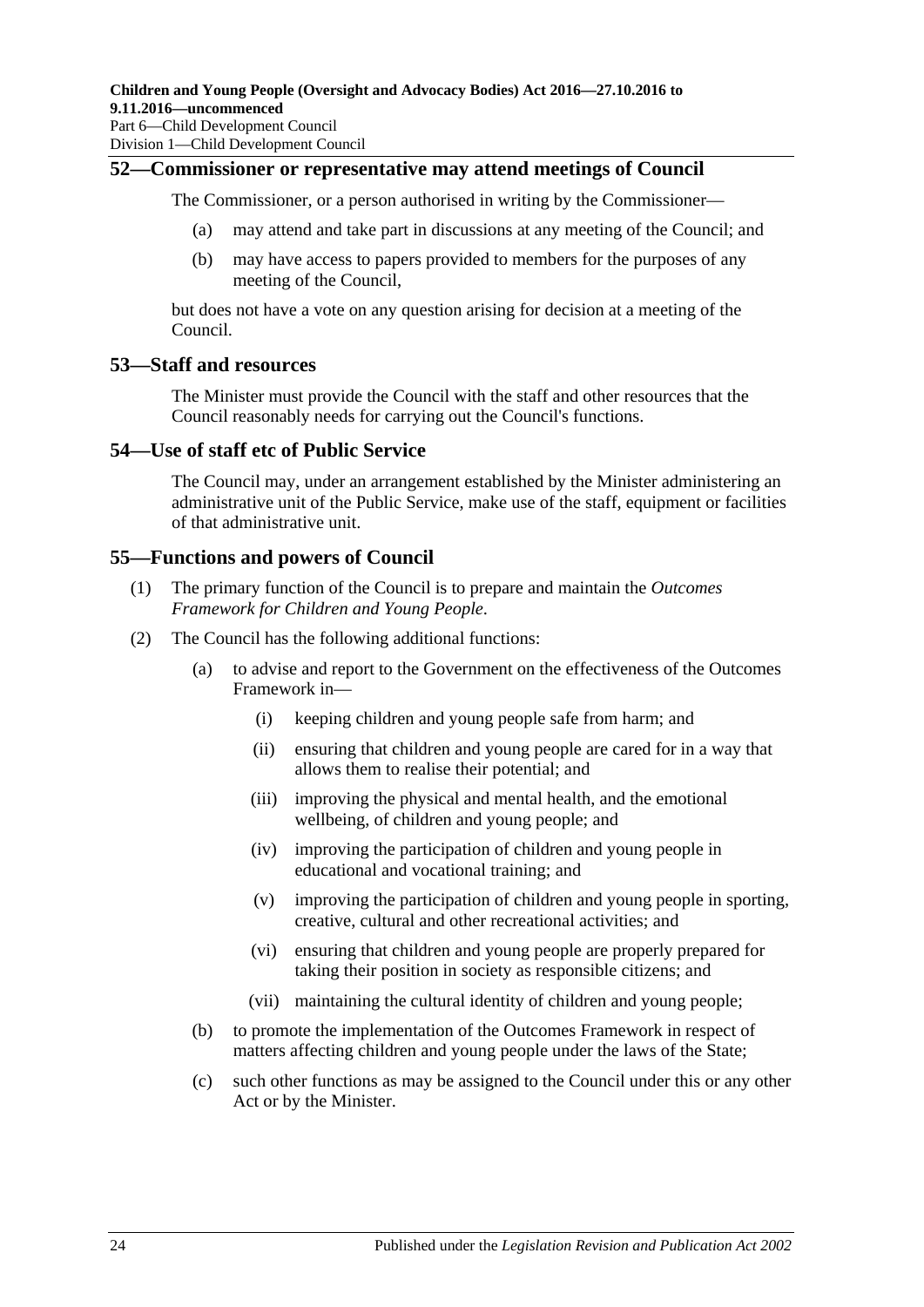## 52—Commissioner or representative may attend meetings of Council

The Commissioner, or a person authorised in writing by the Commissioner—

(a) may attend and take part in discussions at any meeting of the Council; and

(b) may have access to papers provided to members for the purposes of any meeting of the Council,

but does not have a vote on any question arising for decision at a meeting of the Council.

## 53—Staff and resources

The Minister must provide the Council with the staff and other resources that the Council reasonably needs for carrying out the Council's functions.

## 54—Use of staff etc of Public Service

The Council may, under an arrangement established by the Minister administering an administrative unit of the Public Service, make use of the staff, equipment or facilities of that administrative unit.

## 55—Functions and powers of Council

(1) The primary function of the Council is to prepare and maintain the *Outcomes Framework for Children and Young People*.

(2) The Council has the following additional functions:

(a) to advise and report to the Government on the effectiveness of the Outcomes Framework in—

(i) keeping children and young people safe from harm; and

(ii) ensuring that children and young people are cared for in a way that allows them to realise their potential; and

(iii) improving the physical and mental health, and the emotional wellbeing, of children and young people; and

(iv) improving the participation of children and young people in educational and vocational training; and

(v) improving the participation of children and young people in sporting, creative, cultural and other recreational activities; and

(vi) ensuring that children and young people are properly prepared for taking their position in society as responsible citizens; and

(vii) maintaining the cultural identity of children and young people;

(b) to promote the implementation of the Outcomes Framework in respect of matters affecting children and young people under the laws of the State;

(c) such other functions as may be assigned to the Council under this or any other Act or by the Minister.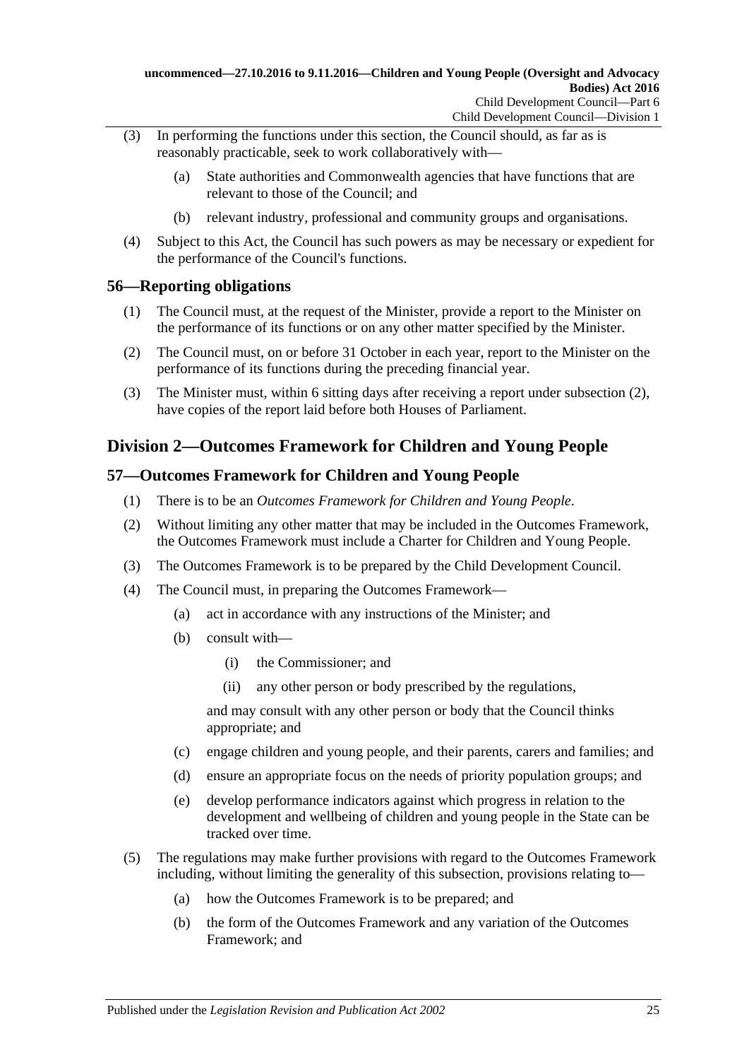(3) In performing the functions under this section, the Council should, as far as is reasonably practicable, seek to work collaboratively with—

- (a) State authorities and Commonwealth agencies that have functions that are relevant to those of the Council; and
- (b) relevant industry, professional and community groups and organisations.

(4) Subject to this Act, the Council has such powers as may be necessary or expedient for the performance of the Council's functions.

### 56—Reporting obligations

(1) The Council must, at the request of the Minister, provide a report to the Minister on the performance of its functions or on any other matter specified by the Minister.

(2) The Council must, on or before 31 October in each year, report to the Minister on the performance of its functions during the preceding financial year.

(3) The Minister must, within 6 sitting days after receiving a report under subsection (2), have copies of the report laid before both Houses of Parliament.

## Division 2—Outcomes Framework for Children and Young People

### 57—Outcomes Framework for Children and Young People

(1) There is to be an *Outcomes Framework for Children and Young People*.

(2) Without limiting any other matter that may be included in the Outcomes Framework, the Outcomes Framework must include a Charter for Children and Young People.

(3) The Outcomes Framework is to be prepared by the Child Development Council.

(4) The Council must, in preparing the Outcomes Framework—

- (a) act in accordance with any instructions of the Minister; and
- (b) consult with—
  - (i) the Commissioner; and
  - (ii) any other person or body prescribed by the regulations,

  and may consult with any other person or body that the Council thinks appropriate; and
- (c) engage children and young people, and their parents, carers and families; and
- (d) ensure an appropriate focus on the needs of priority population groups; and
- (e) develop performance indicators against which progress in relation to the development and wellbeing of children and young people in the State can be tracked over time.

(5) The regulations may make further provisions with regard to the Outcomes Framework including, without limiting the generality of this subsection, provisions relating to—

- (a) how the Outcomes Framework is to be prepared; and
- (b) the form of the Outcomes Framework and any variation of the Outcomes Framework; and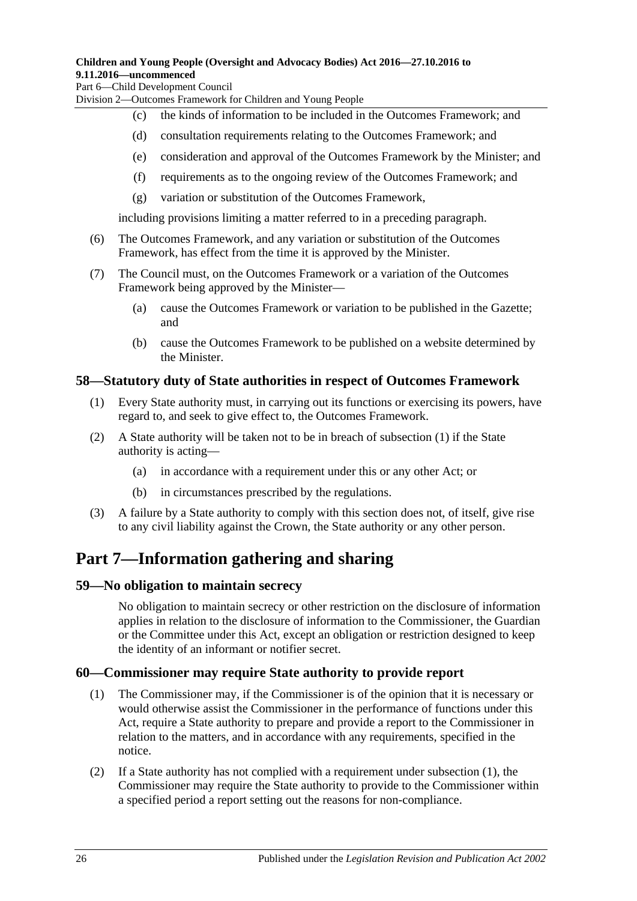(c) the kinds of information to be included in the Outcomes Framework; and

(d) consultation requirements relating to the Outcomes Framework; and

(e) consideration and approval of the Outcomes Framework by the Minister; and

(f) requirements as to the ongoing review of the Outcomes Framework; and

(g) variation or substitution of the Outcomes Framework,

including provisions limiting a matter referred to in a preceding paragraph.

(6) The Outcomes Framework, and any variation or substitution of the Outcomes Framework, has effect from the time it is approved by the Minister.

(7) The Council must, on the Outcomes Framework or a variation of the Outcomes Framework being approved by the Minister—

(a) cause the Outcomes Framework or variation to be published in the Gazette; and

(b) cause the Outcomes Framework to be published on a website determined by the Minister.

### 58—Statutory duty of State authorities in respect of Outcomes Framework

(1) Every State authority must, in carrying out its functions or exercising its powers, have regard to, and seek to give effect to, the Outcomes Framework.

(2) A State authority will be taken not to be in breach of subsection (1) if the State authority is acting—

(a) in accordance with a requirement under this or any other Act; or

(b) in circumstances prescribed by the regulations.

(3) A failure by a State authority to comply with this section does not, of itself, give rise to any civil liability against the Crown, the State authority or any other person.

## Part 7—Information gathering and sharing

### 59—No obligation to maintain secrecy

No obligation to maintain secrecy or other restriction on the disclosure of information applies in relation to the disclosure of information to the Commissioner, the Guardian or the Committee under this Act, except an obligation or restriction designed to keep the identity of an informant or notifier secret.

### 60—Commissioner may require State authority to provide report

(1) The Commissioner may, if the Commissioner is of the opinion that it is necessary or would otherwise assist the Commissioner in the performance of functions under this Act, require a State authority to prepare and provide a report to the Commissioner in relation to the matters, and in accordance with any requirements, specified in the notice.

(2) If a State authority has not complied with a requirement under subsection (1), the Commissioner may require the State authority to provide to the Commissioner within a specified period a report setting out the reasons for non-compliance.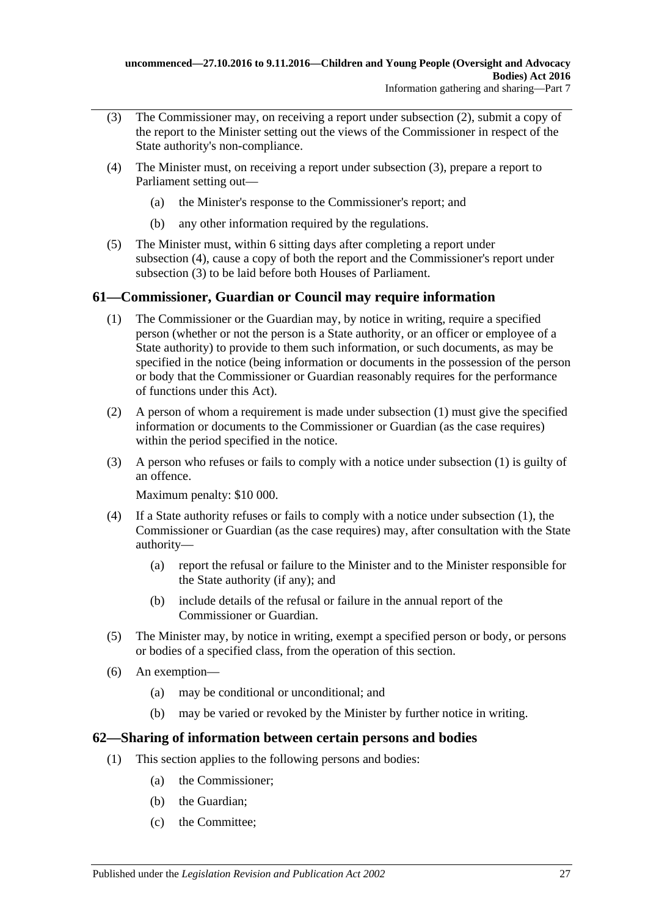(3) The Commissioner may, on receiving a report under subsection (2), submit a copy of the report to the Minister setting out the views of the Commissioner in respect of the State authority's non-compliance.

(4) The Minister must, on receiving a report under subsection (3), prepare a report to Parliament setting out—

(a) the Minister's response to the Commissioner's report; and

(b) any other information required by the regulations.

(5) The Minister must, within 6 sitting days after completing a report under subsection (4), cause a copy of both the report and the Commissioner's report under subsection (3) to be laid before both Houses of Parliament.

## 61—Commissioner, Guardian or Council may require information

(1) The Commissioner or the Guardian may, by notice in writing, require a specified person (whether or not the person is a State authority, or an officer or employee of a State authority) to provide to them such information, or such documents, as may be specified in the notice (being information or documents in the possession of the person or body that the Commissioner or Guardian reasonably requires for the performance of functions under this Act).

(2) A person of whom a requirement is made under subsection (1) must give the specified information or documents to the Commissioner or Guardian (as the case requires) within the period specified in the notice.

(3) A person who refuses or fails to comply with a notice under subsection (1) is guilty of an offence.

Maximum penalty: $10 000.

(4) If a State authority refuses or fails to comply with a notice under subsection (1), the Commissioner or Guardian (as the case requires) may, after consultation with the State authority—

(a) report the refusal or failure to the Minister and to the Minister responsible for the State authority (if any); and

(b) include details of the refusal or failure in the annual report of the Commissioner or Guardian.

(5) The Minister may, by notice in writing, exempt a specified person or body, or persons or bodies of a specified class, from the operation of this section.

(6) An exemption—

(a) may be conditional or unconditional; and

(b) may be varied or revoked by the Minister by further notice in writing.

## 62—Sharing of information between certain persons and bodies

(1) This section applies to the following persons and bodies:

(a) the Commissioner;

(b) the Guardian;

(c) the Committee;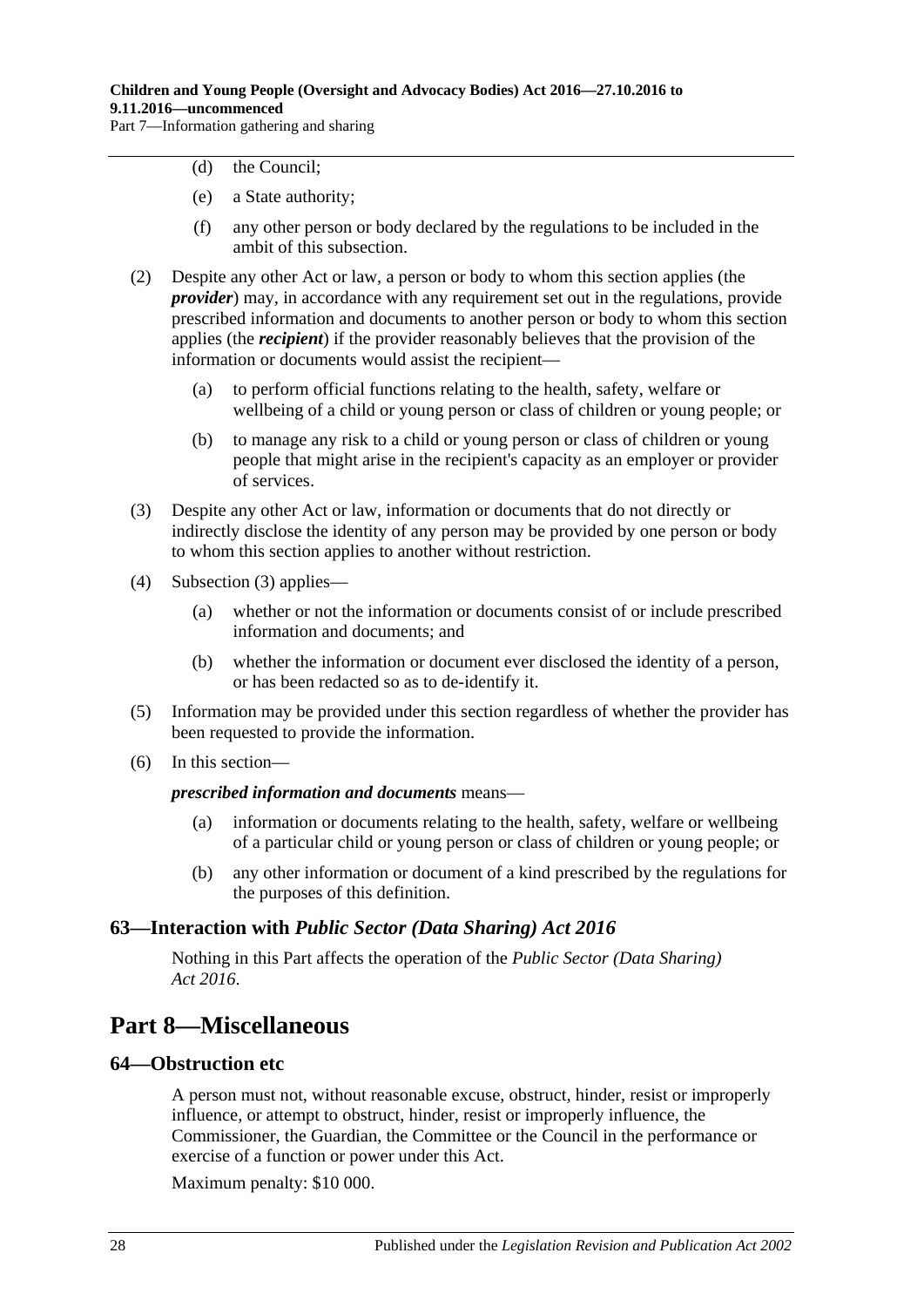(d) the Council;

(e) a State authority;

(f) any other person or body declared by the regulations to be included in the ambit of this subsection.

(2) Despite any other Act or law, a person or body to whom this section applies (the ***provider***) may, in accordance with any requirement set out in the regulations, provide prescribed information and documents to another person or body to whom this section applies (the ***recipient***) if the provider reasonably believes that the provision of the information or documents would assist the recipient—

(a) to perform official functions relating to the health, safety, welfare or wellbeing of a child or young person or class of children or young people; or

(b) to manage any risk to a child or young person or class of children or young people that might arise in the recipient's capacity as an employer or provider of services.

(3) Despite any other Act or law, information or documents that do not directly or indirectly disclose the identity of any person may be provided by one person or body to whom this section applies to another without restriction.

(4) Subsection (3) applies—

(a) whether or not the information or documents consist of or include prescribed information and documents; and

(b) whether the information or document ever disclosed the identity of a person, or has been redacted so as to de-identify it.

(5) Information may be provided under this section regardless of whether the provider has been requested to provide the information.

(6) In this section—

***prescribed information and documents*** means—

(a) information or documents relating to the health, safety, welfare or wellbeing of a particular child or young person or class of children or young people; or

(b) any other information or document of a kind prescribed by the regulations for the purposes of this definition.

### 63—Interaction with *Public Sector (Data Sharing) Act 2016*

Nothing in this Part affects the operation of the *Public Sector (Data Sharing) Act 2016*.

## Part 8—Miscellaneous

### 64—Obstruction etc

A person must not, without reasonable excuse, obstruct, hinder, resist or improperly influence, or attempt to obstruct, hinder, resist or improperly influence, the Commissioner, the Guardian, the Committee or the Council in the performance or exercise of a function or power under this Act.

Maximum penalty: $10 000.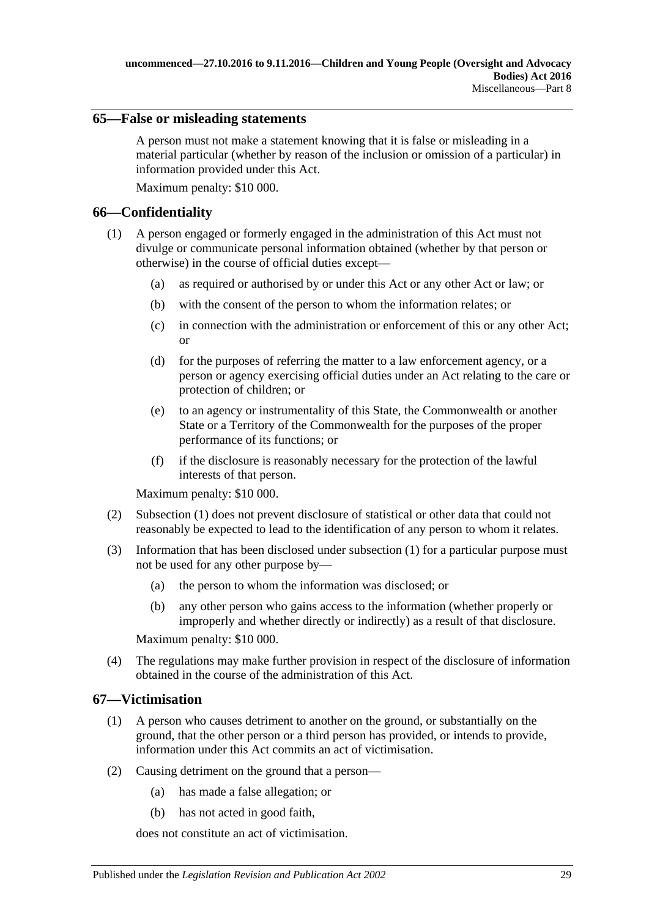## 65—False or misleading statements

A person must not make a statement knowing that it is false or misleading in a material particular (whether by reason of the inclusion or omission of a particular) in information provided under this Act.

Maximum penalty: $10 000.

## 66—Confidentiality

(1) A person engaged or formerly engaged in the administration of this Act must not divulge or communicate personal information obtained (whether by that person or otherwise) in the course of official duties except—

(a) as required or authorised by or under this Act or any other Act or law; or

(b) with the consent of the person to whom the information relates; or

(c) in connection with the administration or enforcement of this or any other Act; or

(d) for the purposes of referring the matter to a law enforcement agency, or a person or agency exercising official duties under an Act relating to the care or protection of children; or

(e) to an agency or instrumentality of this State, the Commonwealth or another State or a Territory of the Commonwealth for the purposes of the proper performance of its functions; or

(f) if the disclosure is reasonably necessary for the protection of the lawful interests of that person.

Maximum penalty: $10 000.

(2) Subsection (1) does not prevent disclosure of statistical or other data that could not reasonably be expected to lead to the identification of any person to whom it relates.

(3) Information that has been disclosed under subsection (1) for a particular purpose must not be used for any other purpose by—

(a) the person to whom the information was disclosed; or

(b) any other person who gains access to the information (whether properly or improperly and whether directly or indirectly) as a result of that disclosure.

Maximum penalty: $10 000.

(4) The regulations may make further provision in respect of the disclosure of information obtained in the course of the administration of this Act.

## 67—Victimisation

(1) A person who causes detriment to another on the ground, or substantially on the ground, that the other person or a third person has provided, or intends to provide, information under this Act commits an act of victimisation.

(2) Causing detriment on the ground that a person—

(a) has made a false allegation; or

(b) has not acted in good faith,

does not constitute an act of victimisation.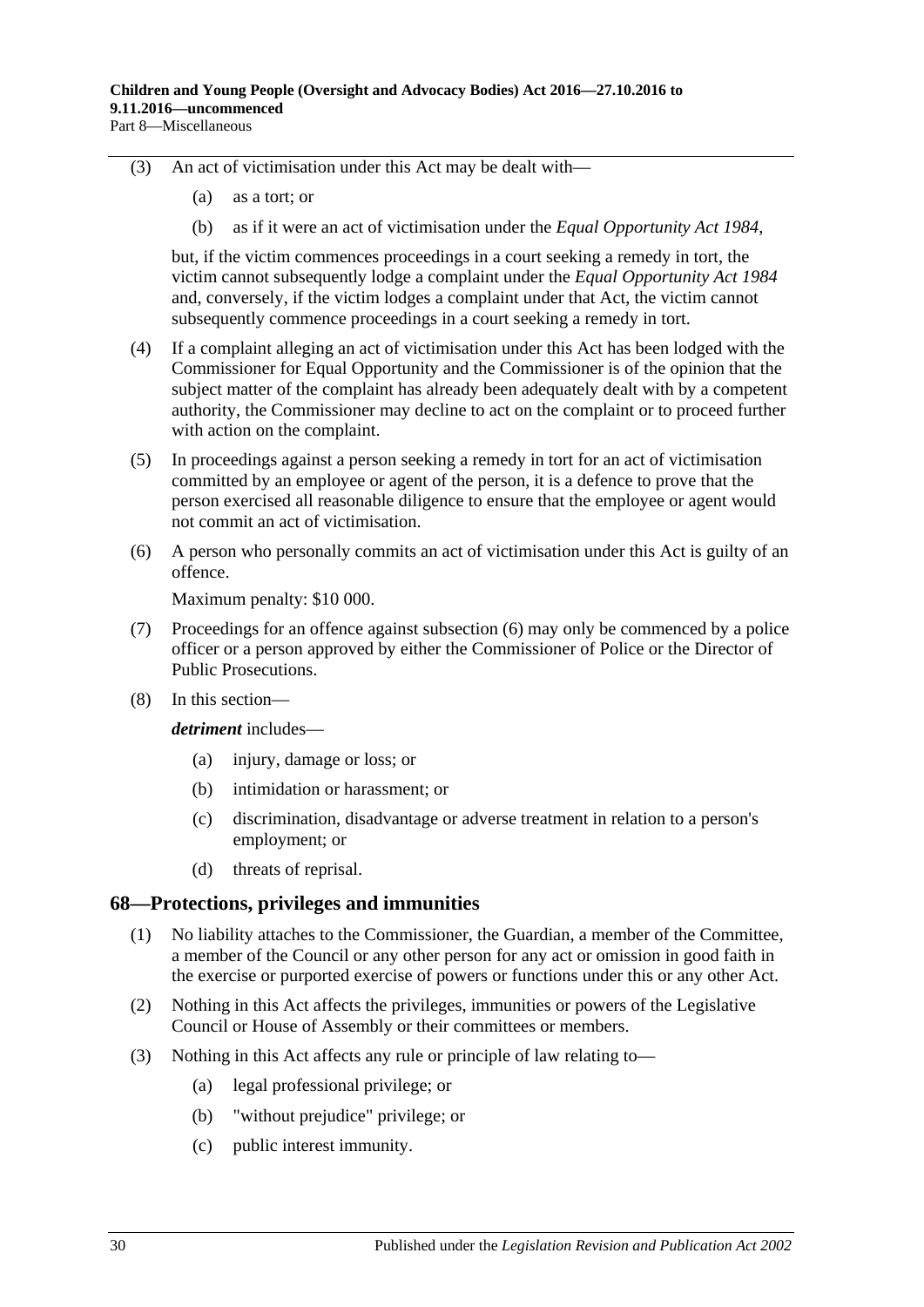(3) An act of victimisation under this Act may be dealt with—

(a) as a tort; or

(b) as if it were an act of victimisation under the *Equal Opportunity Act 1984*,

but, if the victim commences proceedings in a court seeking a remedy in tort, the victim cannot subsequently lodge a complaint under the *Equal Opportunity Act 1984* and, conversely, if the victim lodges a complaint under that Act, the victim cannot subsequently commence proceedings in a court seeking a remedy in tort.

(4) If a complaint alleging an act of victimisation under this Act has been lodged with the Commissioner for Equal Opportunity and the Commissioner is of the opinion that the subject matter of the complaint has already been adequately dealt with by a competent authority, the Commissioner may decline to act on the complaint or to proceed further with action on the complaint.

(5) In proceedings against a person seeking a remedy in tort for an act of victimisation committed by an employee or agent of the person, it is a defence to prove that the person exercised all reasonable diligence to ensure that the employee or agent would not commit an act of victimisation.

(6) A person who personally commits an act of victimisation under this Act is guilty of an offence.

Maximum penalty: $10 000.

(7) Proceedings for an offence against subsection (6) may only be commenced by a police officer or a person approved by either the Commissioner of Police or the Director of Public Prosecutions.

(8) In this section—

***detriment*** includes—

(a) injury, damage or loss; or

(b) intimidation or harassment; or

(c) discrimination, disadvantage or adverse treatment in relation to a person's employment; or

(d) threats of reprisal.

## 68—Protections, privileges and immunities

(1) No liability attaches to the Commissioner, the Guardian, a member of the Committee, a member of the Council or any other person for any act or omission in good faith in the exercise or purported exercise of powers or functions under this or any other Act.

(2) Nothing in this Act affects the privileges, immunities or powers of the Legislative Council or House of Assembly or their committees or members.

(3) Nothing in this Act affects any rule or principle of law relating to—

(a) legal professional privilege; or

(b) "without prejudice" privilege; or

(c) public interest immunity.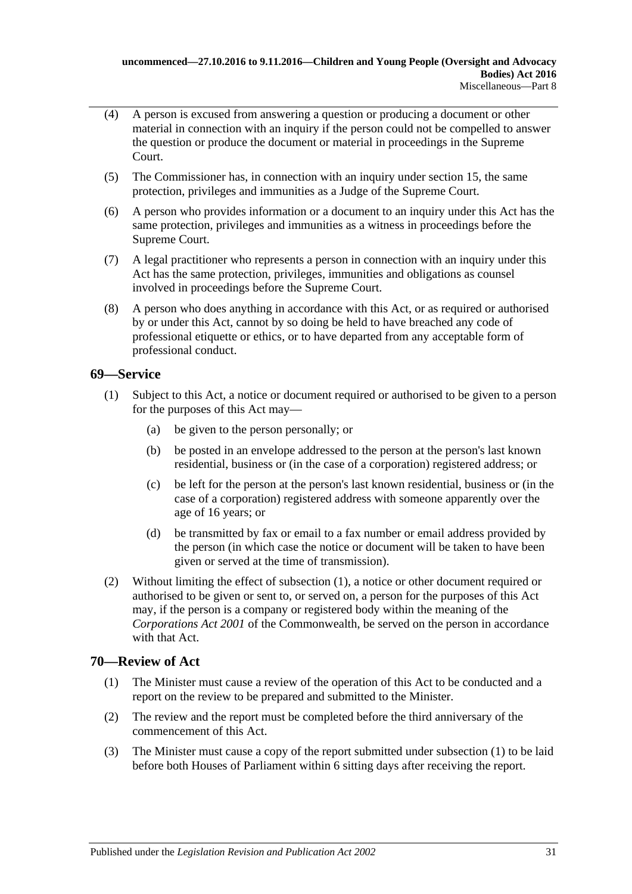(4) A person is excused from answering a question or producing a document or other material in connection with an inquiry if the person could not be compelled to answer the question or produce the document or material in proceedings in the Supreme Court.

(5) The Commissioner has, in connection with an inquiry under section 15, the same protection, privileges and immunities as a Judge of the Supreme Court.

(6) A person who provides information or a document to an inquiry under this Act has the same protection, privileges and immunities as a witness in proceedings before the Supreme Court.

(7) A legal practitioner who represents a person in connection with an inquiry under this Act has the same protection, privileges, immunities and obligations as counsel involved in proceedings before the Supreme Court.

(8) A person who does anything in accordance with this Act, or as required or authorised by or under this Act, cannot by so doing be held to have breached any code of professional etiquette or ethics, or to have departed from any acceptable form of professional conduct.

## 69—Service

(1) Subject to this Act, a notice or document required or authorised to be given to a person for the purposes of this Act may—

(a) be given to the person personally; or

(b) be posted in an envelope addressed to the person at the person's last known residential, business or (in the case of a corporation) registered address; or

(c) be left for the person at the person's last known residential, business or (in the case of a corporation) registered address with someone apparently over the age of 16 years; or

(d) be transmitted by fax or email to a fax number or email address provided by the person (in which case the notice or document will be taken to have been given or served at the time of transmission).

(2) Without limiting the effect of subsection (1), a notice or other document required or authorised to be given or sent to, or served on, a person for the purposes of this Act may, if the person is a company or registered body within the meaning of the *Corporations Act 2001* of the Commonwealth, be served on the person in accordance with that Act.

## 70—Review of Act

(1) The Minister must cause a review of the operation of this Act to be conducted and a report on the review to be prepared and submitted to the Minister.

(2) The review and the report must be completed before the third anniversary of the commencement of this Act.

(3) The Minister must cause a copy of the report submitted under subsection (1) to be laid before both Houses of Parliament within 6 sitting days after receiving the report.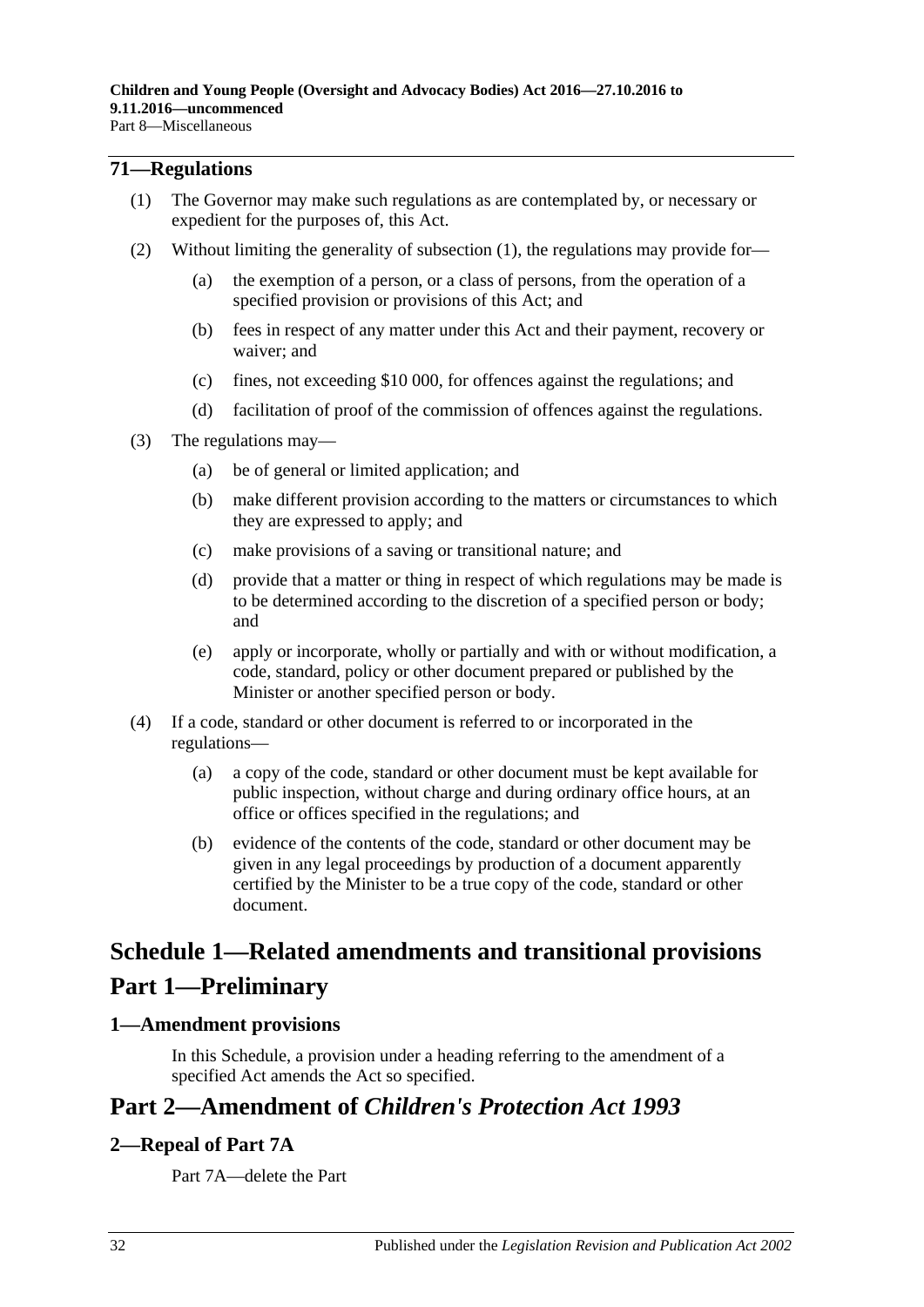## 71—Regulations

(1) The Governor may make such regulations as are contemplated by, or necessary or expedient for the purposes of, this Act.

(2) Without limiting the generality of subsection (1), the regulations may provide for—

- (a) the exemption of a person, or a class of persons, from the operation of a specified provision or provisions of this Act; and
- (b) fees in respect of any matter under this Act and their payment, recovery or waiver; and
- (c) fines, not exceeding $10 000, for offences against the regulations; and
- (d) facilitation of proof of the commission of offences against the regulations.

(3) The regulations may—

- (a) be of general or limited application; and
- (b) make different provision according to the matters or circumstances to which they are expressed to apply; and
- (c) make provisions of a saving or transitional nature; and
- (d) provide that a matter or thing in respect of which regulations may be made is to be determined according to the discretion of a specified person or body; and
- (e) apply or incorporate, wholly or partially and with or without modification, a code, standard, policy or other document prepared or published by the Minister or another specified person or body.

(4) If a code, standard or other document is referred to or incorporated in the regulations—

- (a) a copy of the code, standard or other document must be kept available for public inspection, without charge and during ordinary office hours, at an office or offices specified in the regulations; and
- (b) evidence of the contents of the code, standard or other document may be given in any legal proceedings by production of a document apparently certified by the Minister to be a true copy of the code, standard or other document.

# Schedule 1—Related amendments and transitional provisions

# Part 1—Preliminary

## 1—Amendment provisions

In this Schedule, a provision under a heading referring to the amendment of a specified Act amends the Act so specified.

# Part 2—Amendment of *Children's Protection Act 1993*

## 2—Repeal of Part 7A

Part 7A—delete the Part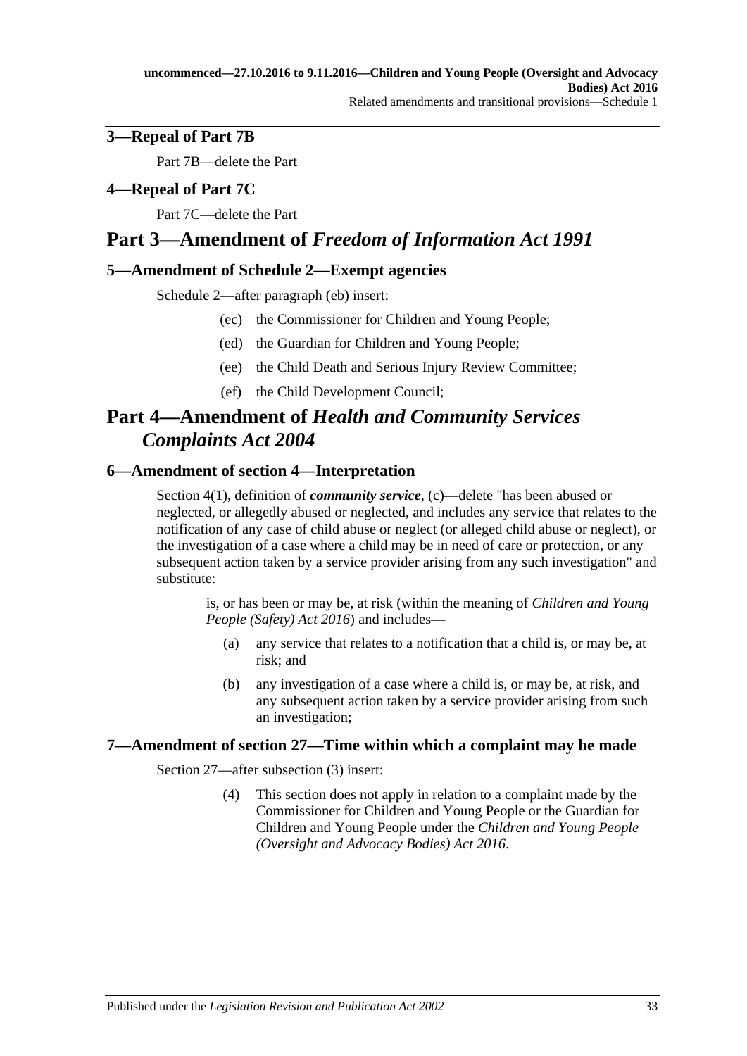## 3—Repeal of Part 7B

Part 7B—delete the Part

## 4—Repeal of Part 7C

Part 7C—delete the Part

# Part 3—Amendment of *Freedom of Information Act 1991*

## 5—Amendment of Schedule 2—Exempt agencies

Schedule 2—after paragraph (eb) insert:

> (ec) the Commissioner for Children and Young People;
>
> (ed) the Guardian for Children and Young People;
>
> (ee) the Child Death and Serious Injury Review Committee;
>
> (ef) the Child Development Council;

# Part 4—Amendment of *Health and Community Services Complaints Act 2004*

## 6—Amendment of section 4—Interpretation

Section 4(1), definition of ***community service***, (c)—delete "has been abused or neglected, or allegedly abused or neglected, and includes any service that relates to the notification of any case of child abuse or neglect (or alleged child abuse or neglect), or the investigation of a case where a child may be in need of care or protection, or any subsequent action taken by a service provider arising from any such investigation" and substitute:

> is, or has been or may be, at risk (within the meaning of *Children and Young People (Safety) Act 2016*) and includes—
>
> (a) any service that relates to a notification that a child is, or may be, at risk; and
>
> (b) any investigation of a case where a child is, or may be, at risk, and any subsequent action taken by a service provider arising from such an investigation;

## 7—Amendment of section 27—Time within which a complaint may be made

Section 27—after subsection (3) insert:

> (4) This section does not apply in relation to a complaint made by the Commissioner for Children and Young People or the Guardian for Children and Young People under the *Children and Young People (Oversight and Advocacy Bodies) Act 2016*.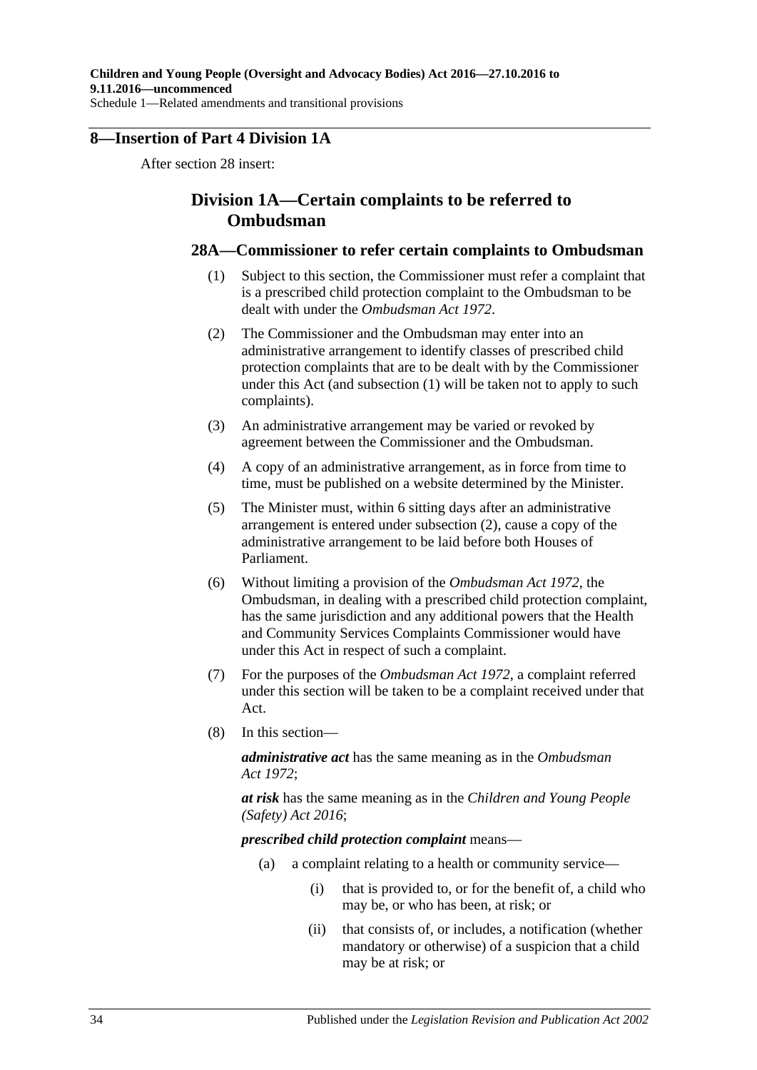## 8—Insertion of Part 4 Division 1A

After section 28 insert:

### Division 1A—Certain complaints to be referred to Ombudsman

#### 28A—Commissioner to refer certain complaints to Ombudsman

(1) Subject to this section, the Commissioner must refer a complaint that is a prescribed child protection complaint to the Ombudsman to be dealt with under the *Ombudsman Act 1972*.

(2) The Commissioner and the Ombudsman may enter into an administrative arrangement to identify classes of prescribed child protection complaints that are to be dealt with by the Commissioner under this Act (and subsection (1) will be taken not to apply to such complaints).

(3) An administrative arrangement may be varied or revoked by agreement between the Commissioner and the Ombudsman.

(4) A copy of an administrative arrangement, as in force from time to time, must be published on a website determined by the Minister.

(5) The Minister must, within 6 sitting days after an administrative arrangement is entered under subsection (2), cause a copy of the administrative arrangement to be laid before both Houses of Parliament.

(6) Without limiting a provision of the *Ombudsman Act 1972*, the Ombudsman, in dealing with a prescribed child protection complaint, has the same jurisdiction and any additional powers that the Health and Community Services Complaints Commissioner would have under this Act in respect of such a complaint.

(7) For the purposes of the *Ombudsman Act 1972*, a complaint referred under this section will be taken to be a complaint received under that Act.

(8) In this section—

***administrative act*** has the same meaning as in the *Ombudsman Act 1972*;

***at risk*** has the same meaning as in the *Children and Young People (Safety) Act 2016*;

***prescribed child protection complaint*** means—

(a) a complaint relating to a health or community service—

(i) that is provided to, or for the benefit of, a child who may be, or who has been, at risk; or

(ii) that consists of, or includes, a notification (whether mandatory or otherwise) of a suspicion that a child may be at risk; or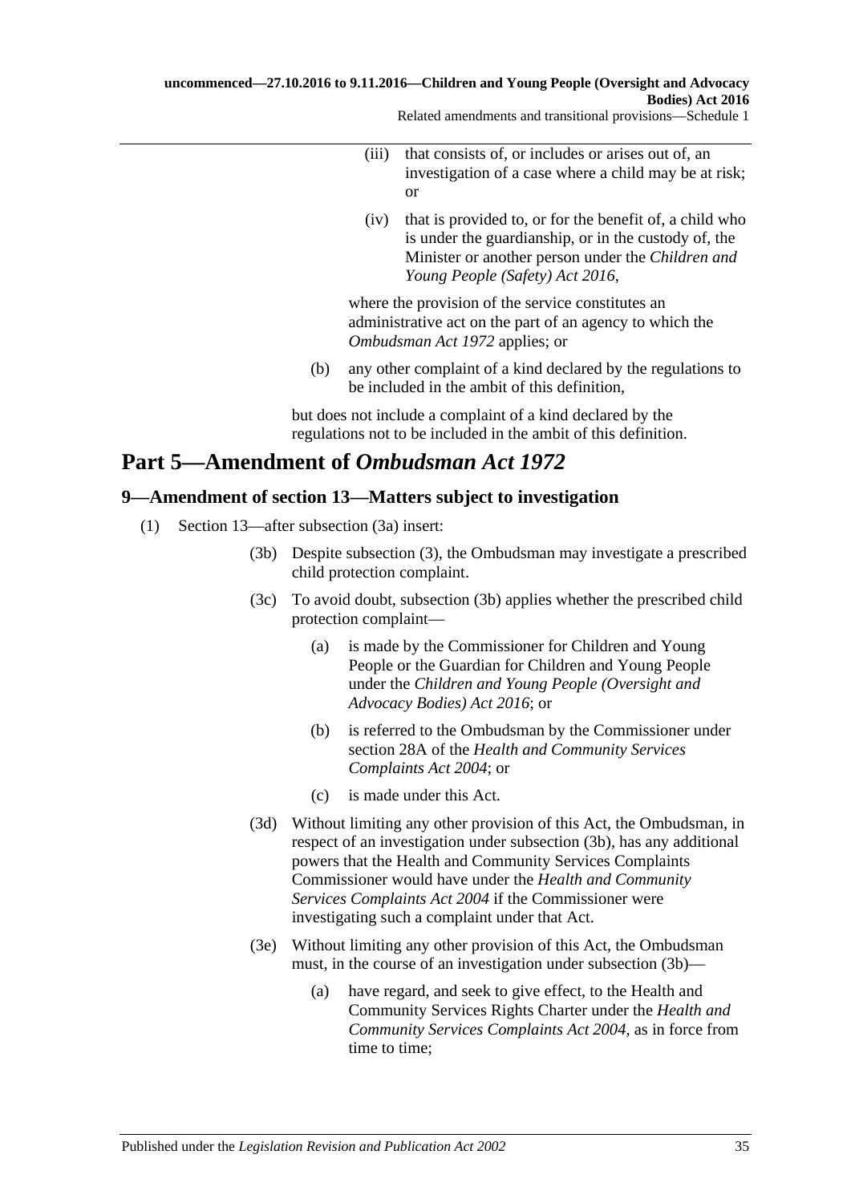(iii) that consists of, or includes or arises out of, an investigation of a case where a child may be at risk; or

(iv) that is provided to, or for the benefit of, a child who is under the guardianship, or in the custody of, the Minister or another person under the *Children and Young People (Safety) Act 2016*,

where the provision of the service constitutes an administrative act on the part of an agency to which the *Ombudsman Act 1972* applies; or

(b) any other complaint of a kind declared by the regulations to be included in the ambit of this definition,

but does not include a complaint of a kind declared by the regulations not to be included in the ambit of this definition.

## Part 5—Amendment of *Ombudsman Act 1972*

### 9—Amendment of section 13—Matters subject to investigation

(1) Section 13—after subsection (3a) insert:

(3b) Despite subsection (3), the Ombudsman may investigate a prescribed child protection complaint.

(3c) To avoid doubt, subsection (3b) applies whether the prescribed child protection complaint—

(a) is made by the Commissioner for Children and Young People or the Guardian for Children and Young People under the *Children and Young People (Oversight and Advocacy Bodies) Act 2016*; or

(b) is referred to the Ombudsman by the Commissioner under section 28A of the *Health and Community Services Complaints Act 2004*; or

(c) is made under this Act.

(3d) Without limiting any other provision of this Act, the Ombudsman, in respect of an investigation under subsection (3b), has any additional powers that the Health and Community Services Complaints Commissioner would have under the *Health and Community Services Complaints Act 2004* if the Commissioner were investigating such a complaint under that Act.

(3e) Without limiting any other provision of this Act, the Ombudsman must, in the course of an investigation under subsection (3b)—

(a) have regard, and seek to give effect, to the Health and Community Services Rights Charter under the *Health and Community Services Complaints Act 2004*, as in force from time to time;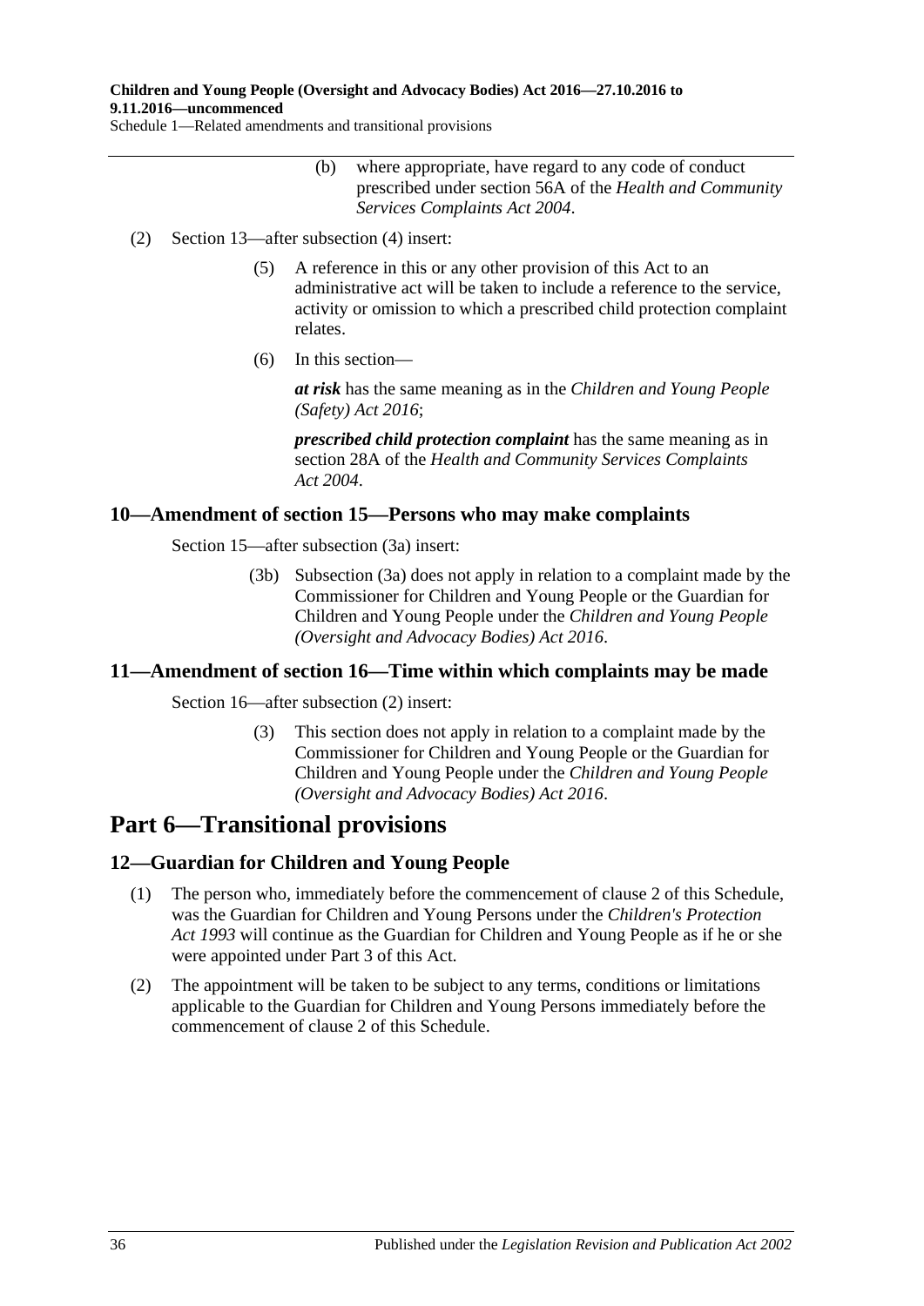(b) where appropriate, have regard to any code of conduct prescribed under section 56A of the *Health and Community Services Complaints Act 2004*.

(2) Section 13—after subsection (4) insert:

(5) A reference in this or any other provision of this Act to an administrative act will be taken to include a reference to the service, activity or omission to which a prescribed child protection complaint relates.

(6) In this section—

***at risk*** has the same meaning as in the *Children and Young People (Safety) Act 2016*;

***prescribed child protection complaint*** has the same meaning as in section 28A of the *Health and Community Services Complaints Act 2004*.

### 10—Amendment of section 15—Persons who may make complaints

Section 15—after subsection (3a) insert:

(3b) Subsection (3a) does not apply in relation to a complaint made by the Commissioner for Children and Young People or the Guardian for Children and Young People under the *Children and Young People (Oversight and Advocacy Bodies) Act 2016*.

### 11—Amendment of section 16—Time within which complaints may be made

Section 16—after subsection (2) insert:

(3) This section does not apply in relation to a complaint made by the Commissioner for Children and Young People or the Guardian for Children and Young People under the *Children and Young People (Oversight and Advocacy Bodies) Act 2016*.

## Part 6—Transitional provisions

### 12—Guardian for Children and Young People

(1) The person who, immediately before the commencement of clause 2 of this Schedule, was the Guardian for Children and Young Persons under the *Children's Protection Act 1993* will continue as the Guardian for Children and Young People as if he or she were appointed under Part 3 of this Act.

(2) The appointment will be taken to be subject to any terms, conditions or limitations applicable to the Guardian for Children and Young Persons immediately before the commencement of clause 2 of this Schedule.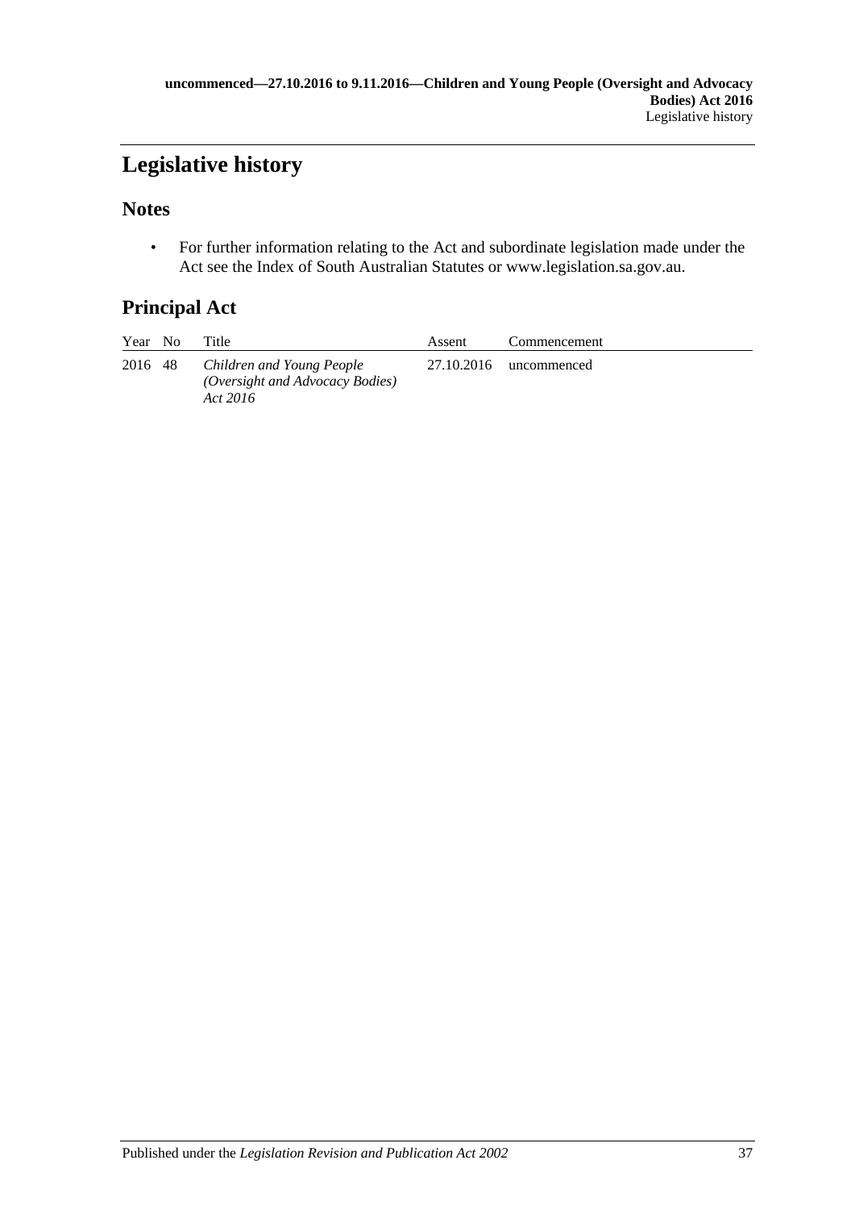# Legislative history

## Notes

- For further information relating to the Act and subordinate legislation made under the Act see the Index of South Australian Statutes or www.legislation.sa.gov.au.

## Principal Act

| Year | No | Title | Assent | Commencement |
|---|---|---|---|---|
| 2016 | 48 | *Children and Young People (Oversight and Advocacy Bodies) Act 2016* | 27.10.2016 | uncommenced |